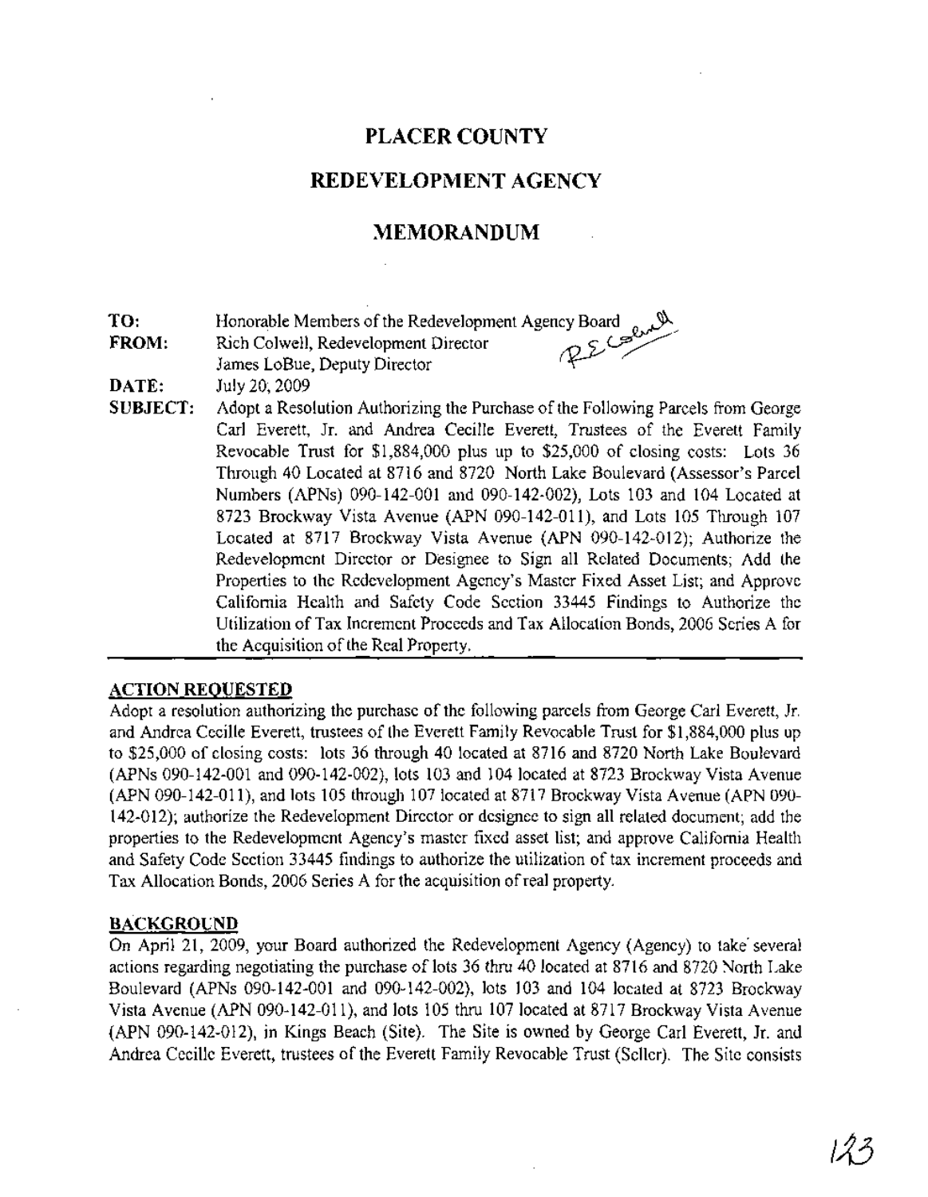# PLACER COUNTY

## REDEVELOPMENT AGENCY

## MEMORANDUM

**TO:** Honorable Members of the Redevelopment Agency Board

**FROM:** Rich Colwell, Redevelopment Director
James LoBue, Deputy Director

**DATE:** July 20, 2009

**SUBJECT:** Adopt a Resolution Authorizing the Purchase of the Following Parcels from George Carl Everett, Jr. and Andrea Cecille Everett, Trustees of the Everett Family Revocable Trust for $1,884,000 plus up to $25,000 of closing costs: Lots 36 Through 40 Located at 8716 and 8720 North Lake Boulevard (Assessor's Parcel Numbers (APNs) 090-142-001 and 090-142-002), Lots 103 and 104 Located at 8723 Brockway Vista Avenue (APN 090-142-011), and Lots 105 Through 107 Located at 8717 Brockway Vista Avenue (APN 090-142-012); Authorize the Redevelopment Director or Designee to Sign all Related Documents; Add the Properties to the Redevelopment Agency's Master Fixed Asset List; and Approve California Health and Safety Code Section 33445 Findings to Authorize the Utilization of Tax Increment Proceeds and Tax Allocation Bonds, 2006 Series A for the Acquisition of the Real Property.

## ACTION REQUESTED

Adopt a resolution authorizing the purchase of the following parcels from George Carl Everett, Jr. and Andrea Cecille Everett, trustees of the Everett Family Revocable Trust for $1,884,000 plus up to $25,000 of closing costs: lots 36 through 40 located at 8716 and 8720 North Lake Boulevard (APNs 090-142-001 and 090-142-002), lots 103 and 104 located at 8723 Brockway Vista Avenue (APN 090-142-011), and lots 105 through 107 located at 8717 Brockway Vista Avenue (APN 090-142-012); authorize the Redevelopment Director or designee to sign all related document; add the properties to the Redevelopment Agency's master fixed asset list; and approve California Health and Safety Code Section 33445 findings to authorize the utilization of tax increment proceeds and Tax Allocation Bonds, 2006 Series A for the acquisition of real property.

## BACKGROUND

On April 21, 2009, your Board authorized the Redevelopment Agency (Agency) to take several actions regarding negotiating the purchase of lots 36 thru 40 located at 8716 and 8720 North Lake Boulevard (APNs 090-142-001 and 090-142-002), lots 103 and 104 located at 8723 Brockway Vista Avenue (APN 090-142-011), and lots 105 thru 107 located at 8717 Brockway Vista Avenue (APN 090-142-012), in Kings Beach (Site). The Site is owned by George Carl Everett, Jr. and Andrea Cecille Everett, trustees of the Everett Family Revocable Trust (Seller). The Site consists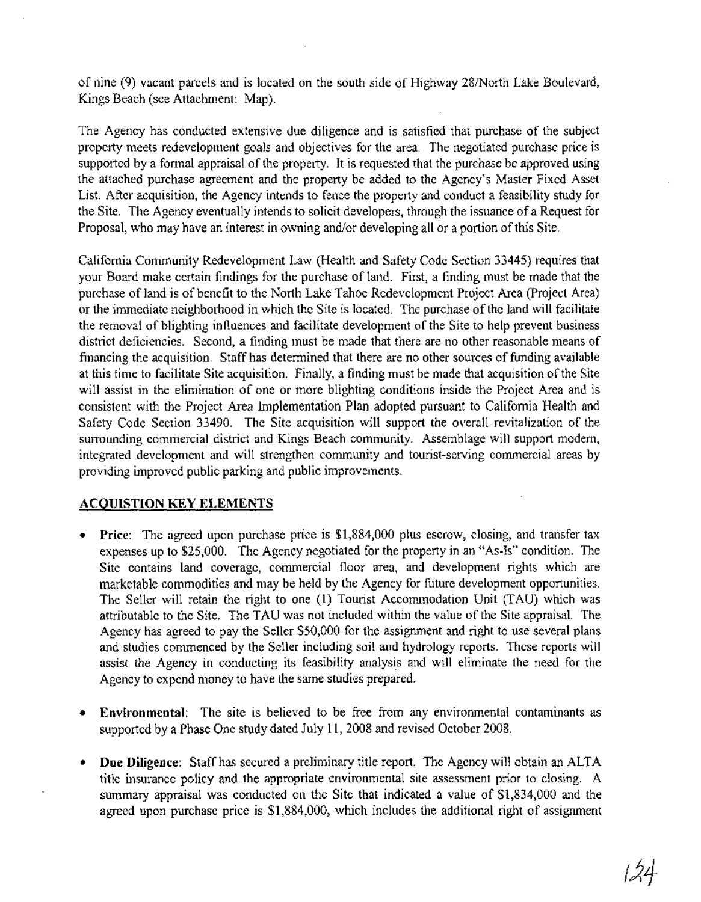of nine (9) vacant parcels and is located on the south side of Highway 28/North Lake Boulevard, Kings Beach (see Attachment: Map).

The Agency has conducted extensive due diligence and is satisfied that purchase of the subject property meets redevelopment goals and objectives for the area. The negotiated purchase price is supported by a formal appraisal of the property. It is requested that the purchase be approved using the attached purchase agreement and the property be added to the Agency's Master Fixed Asset List. After acquisition, the Agency intends to fence the property and conduct a feasibility study for the Site. The Agency eventually intends to solicit developers, through the issuance of a Request for Proposal, who may have an interest in owning and/or developing all or a portion of this Site.

California Community Redevelopment Law (Health and Safety Code Section 33445) requires that your Board make certain findings for the purchase of land. First, a finding must be made that the purchase of land is of benefit to the North Lake Tahoe Redevelopment Project Area (Project Area) or the immediate neighborhood in which the Site is located. The purchase of the land will facilitate the removal of blighting influences and facilitate development of the Site to help prevent business district deficiencies. Second, a finding must be made that there are no other reasonable means of financing the acquisition. Staff has determined that there are no other sources of funding available at this time to facilitate Site acquisition. Finally, a finding must be made that acquisition of the Site will assist in the elimination of one or more blighting conditions inside the Project Area and is consistent with the Project Area Implementation Plan adopted pursuant to California Health and Safety Code Section 33490. The Site acquisition will support the overall revitalization of the surrounding commercial district and Kings Beach community. Assemblage will support modern, integrated development and will strengthen community and tourist-serving commercial areas by providing improved public parking and public improvements.

## ACQUISTION KEY ELEMENTS

- **Price**: The agreed upon purchase price is $1,884,000 plus escrow, closing, and transfer tax expenses up to $25,000. The Agency negotiated for the property in an "As-Is" condition. The Site contains land coverage, commercial floor area, and development rights which are marketable commodities and may be held by the Agency for future development opportunities. The Seller will retain the right to one (1) Tourist Accommodation Unit (TAU) which was attributable to the Site. The TAU was not included within the value of the Site appraisal. The Agency has agreed to pay the Seller $50,000 for the assignment and right to use several plans and studies commenced by the Seller including soil and hydrology reports. These reports will assist the Agency in conducting its feasibility analysis and will eliminate the need for the Agency to expend money to have the same studies prepared.

- **Environmental**: The site is believed to be free from any environmental contaminants as supported by a Phase One study dated July 11, 2008 and revised October 2008.

- **Due Diligence**: Staff has secured a preliminary title report. The Agency will obtain an ALTA title insurance policy and the appropriate environmental site assessment prior to closing. A summary appraisal was conducted on the Site that indicated a value of $1,834,000 and the agreed upon purchase price is $1,884,000, which includes the additional right of assignment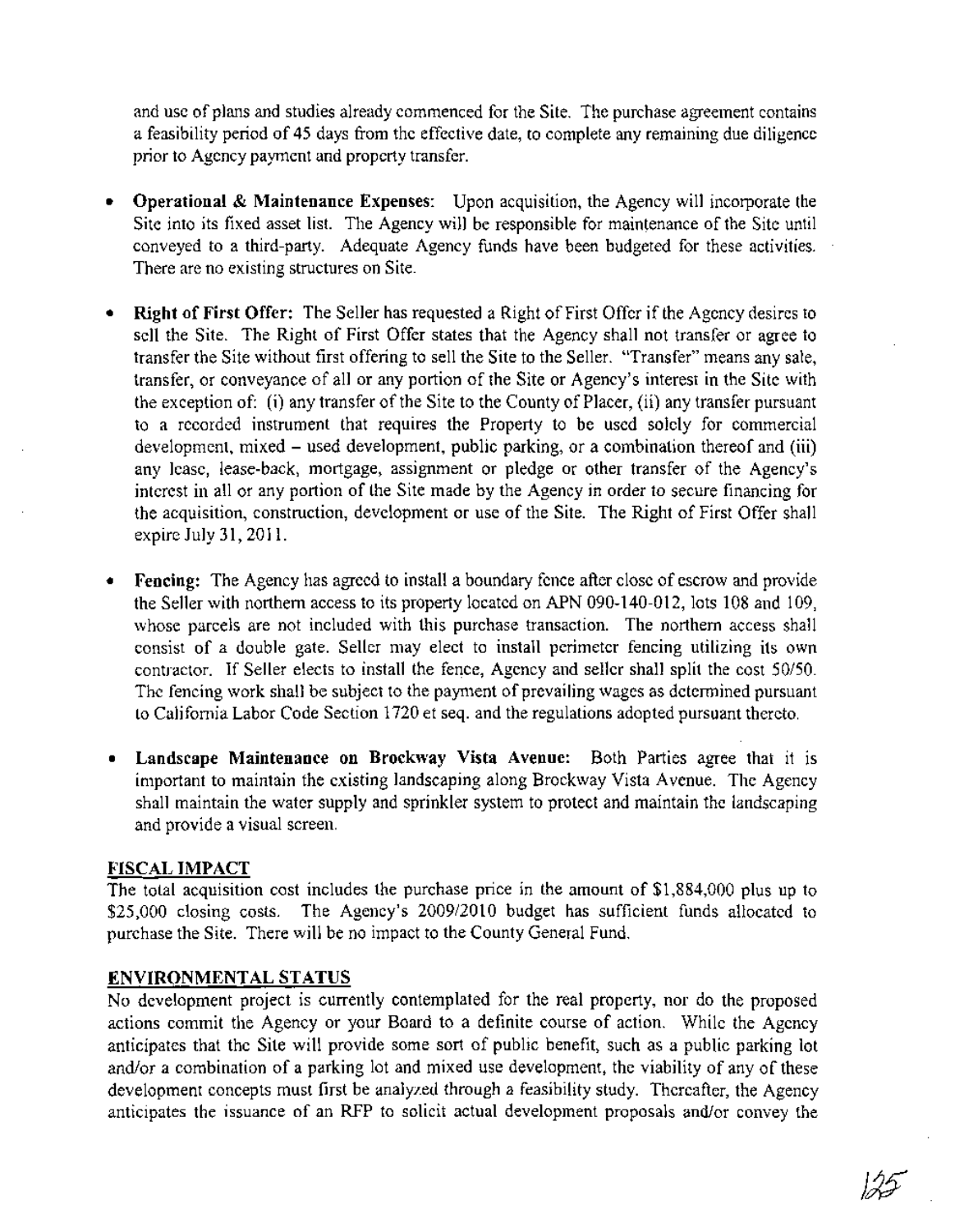and use of plans and studies already commenced for the Site. The purchase agreement contains a feasibility period of 45 days from the effective date, to complete any remaining due diligence prior to Agency payment and property transfer.

- **Operational & Maintenance Expenses:** Upon acquisition, the Agency will incorporate the Site into its fixed asset list. The Agency will be responsible for maintenance of the Site until conveyed to a third-party. Adequate Agency funds have been budgeted for these activities. There are no existing structures on Site.

- **Right of First Offer:** The Seller has requested a Right of First Offer if the Agency desires to sell the Site. The Right of First Offer states that the Agency shall not transfer or agree to transfer the Site without first offering to sell the Site to the Seller. "Transfer" means any sale, transfer, or conveyance of all or any portion of the Site or Agency's interest in the Site with the exception of: (i) any transfer of the Site to the County of Placer, (ii) any transfer pursuant to a recorded instrument that requires the Property to be used solely for commercial development, mixed – used development, public parking, or a combination thereof and (iii) any lease, lease-back, mortgage, assignment or pledge or other transfer of the Agency's interest in all or any portion of the Site made by the Agency in order to secure financing for the acquisition, construction, development or use of the Site. The Right of First Offer shall expire July 31, 2011.

- **Fencing:** The Agency has agreed to install a boundary fence after close of escrow and provide the Seller with northern access to its property located on APN 090-140-012, lots 108 and 109, whose parcels are not included with this purchase transaction. The northern access shall consist of a double gate. Seller may elect to install perimeter fencing utilizing its own contractor. If Seller elects to install the fence, Agency and seller shall split the cost 50/50. The fencing work shall be subject to the payment of prevailing wages as determined pursuant to California Labor Code Section 1720 et seq. and the regulations adopted pursuant thereto.

- **Landscape Maintenance on Brockway Vista Avenue:** Both Parties agree that it is important to maintain the existing landscaping along Brockway Vista Avenue. The Agency shall maintain the water supply and sprinkler system to protect and maintain the landscaping and provide a visual screen.

## FISCAL IMPACT

The total acquisition cost includes the purchase price in the amount of $1,884,000 plus up to $25,000 closing costs. The Agency's 2009/2010 budget has sufficient funds allocated to purchase the Site. There will be no impact to the County General Fund.

## ENVIRONMENTAL STATUS

No development project is currently contemplated for the real property, nor do the proposed actions commit the Agency or your Board to a definite course of action. While the Agency anticipates that the Site will provide some sort of public benefit, such as a public parking lot and/or a combination of a parking lot and mixed use development, the viability of any of these development concepts must first be analyzed through a feasibility study. Thereafter, the Agency anticipates the issuance of an RFP to solicit actual development proposals and/or convey the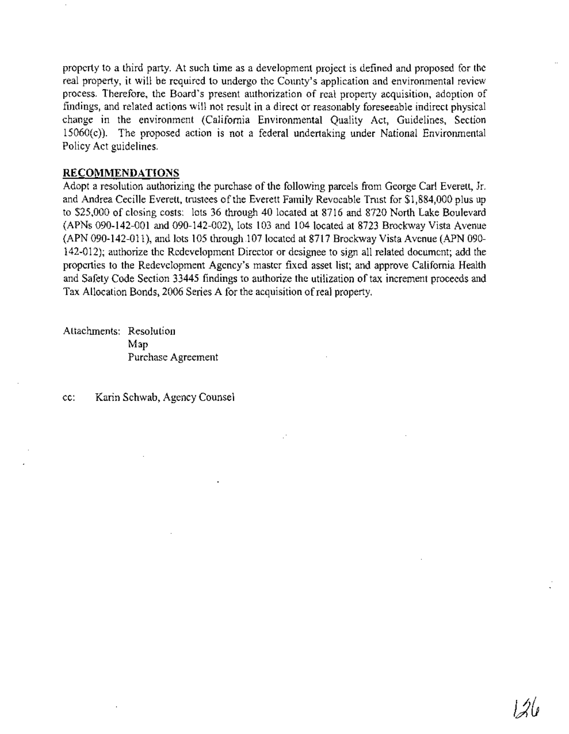property to a third party. At such time as a development project is defined and proposed for the real property, it will be required to undergo the County's application and environmental review process. Therefore, the Board's present authorization of real property acquisition, adoption of findings, and related actions will not result in a direct or reasonably foreseeable indirect physical change in the environment (California Environmental Quality Act, Guidelines, Section 15060(c)). The proposed action is not a federal undertaking under National Environmental Policy Act guidelines.

## RECOMMENDATIONS

Adopt a resolution authorizing the purchase of the following parcels from George Carl Everett, Jr. and Andrea Cecille Everett, trustees of the Everett Family Revocable Trust for $1,884,000 plus up to $25,000 of closing costs: lots 36 through 40 located at 8716 and 8720 North Lake Boulevard (APNs 090-142-001 and 090-142-002), lots 103 and 104 located at 8723 Brockway Vista Avenue (APN 090-142-011), and lots 105 through 107 located at 8717 Brockway Vista Avenue (APN 090-142-012); authorize the Redevelopment Director or designee to sign all related document; add the properties to the Redevelopment Agency's master fixed asset list; and approve California Health and Safety Code Section 33445 findings to authorize the utilization of tax increment proceeds and Tax Allocation Bonds, 2006 Series A for the acquisition of real property.

Attachments: Resolution
Map
Purchase Agreement

cc: Karin Schwab, Agency Counsel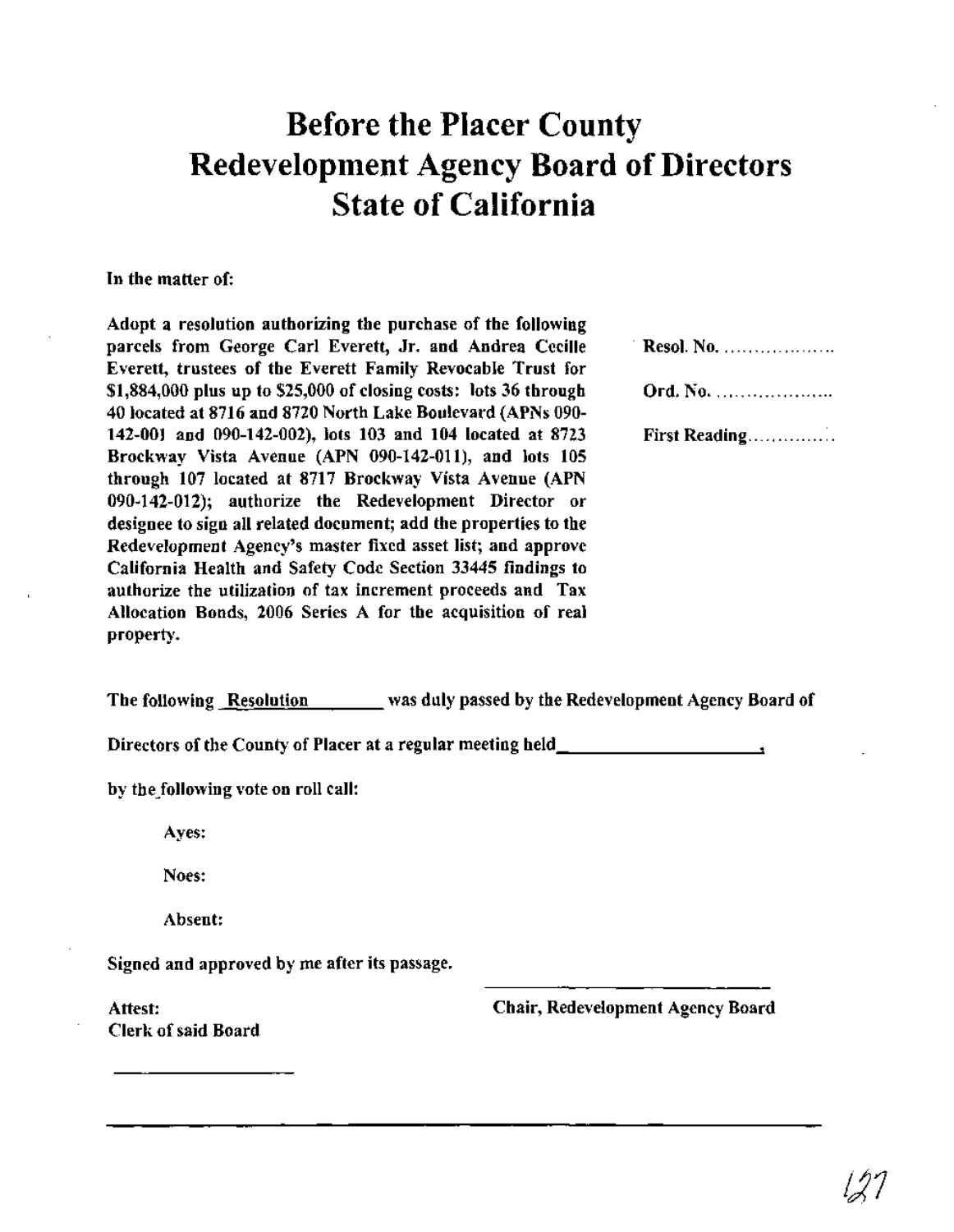# Before the Placer County Redevelopment Agency Board of Directors State of California

**In the matter of:**

**Adopt a resolution authorizing the purchase of the following parcels from George Carl Everett, Jr. and Andrea Cecille Everett, trustees of the Everett Family Revocable Trust for $1,884,000 plus up to $25,000 of closing costs: lots 36 through 40 located at 8716 and 8720 North Lake Boulevard (APNs 090-142-001 and 090-142-002), lots 103 and 104 located at 8723 Brockway Vista Avenue (APN 090-142-011), and lots 105 through 107 located at 8717 Brockway Vista Avenue (APN 090-142-012); authorize the Redevelopment Director or designee to sign all related document; add the properties to the Redevelopment Agency's master fixed asset list; and approve California Health and Safety Code Section 33445 findings to authorize the utilization of tax increment proceeds and Tax Allocation Bonds, 2006 Series A for the acquisition of real property.**

**Resol. No. ..................**

**Ord. No. ..................**

**First Reading..............**

**The following Resolution was duly passed by the Redevelopment Agency Board of Directors of the County of Placer at a regular meeting held____________________,**

**by the following vote on roll call:**

**Ayes:**

**Noes:**

**Absent:**

**Signed and approved by me after its passage.**

**Chair, Redevelopment Agency Board**

**Attest:**
**Clerk of said Board**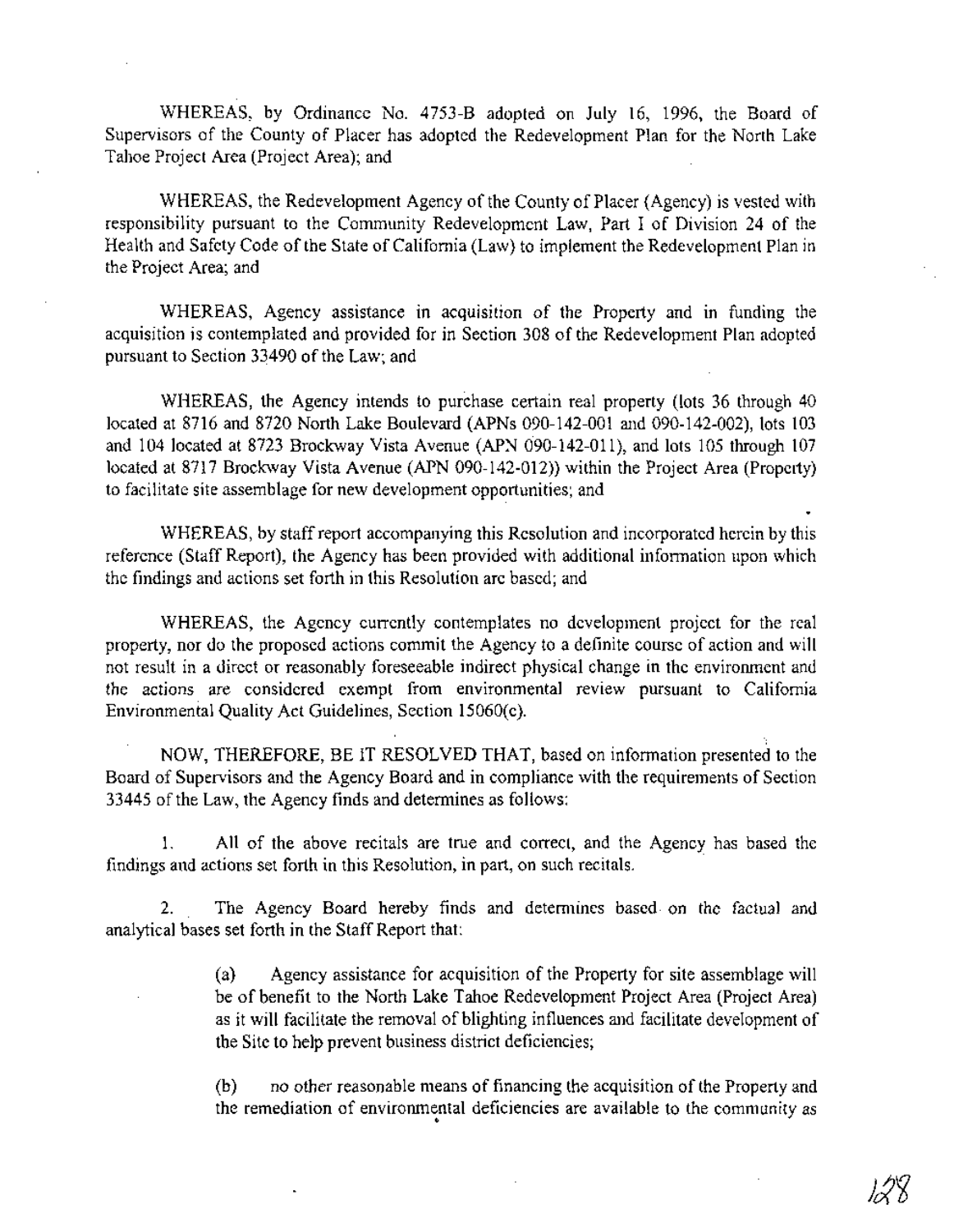WHEREAS, by Ordinance No. 4753-B adopted on July 16, 1996, the Board of Supervisors of the County of Placer has adopted the Redevelopment Plan for the North Lake Tahoe Project Area (Project Area); and

WHEREAS, the Redevelopment Agency of the County of Placer (Agency) is vested with responsibility pursuant to the Community Redevelopment Law, Part I of Division 24 of the Health and Safety Code of the State of California (Law) to implement the Redevelopment Plan in the Project Area; and

WHEREAS, Agency assistance in acquisition of the Property and in funding the acquisition is contemplated and provided for in Section 308 of the Redevelopment Plan adopted pursuant to Section 33490 of the Law; and

WHEREAS, the Agency intends to purchase certain real property (lots 36 through 40 located at 8716 and 8720 North Lake Boulevard (APNs 090-142-001 and 090-142-002), lots 103 and 104 located at 8723 Brockway Vista Avenue (APN 090-142-011), and lots 105 through 107 located at 8717 Brockway Vista Avenue (APN 090-142-012)) within the Project Area (Property) to facilitate site assemblage for new development opportunities; and

WHEREAS, by staff report accompanying this Resolution and incorporated herein by this reference (Staff Report), the Agency has been provided with additional information upon which the findings and actions set forth in this Resolution are based; and

WHEREAS, the Agency currently contemplates no development project for the real property, nor do the proposed actions commit the Agency to a definite course of action and will not result in a direct or reasonably foreseeable indirect physical change in the environment and the actions are considered exempt from environmental review pursuant to California Environmental Quality Act Guidelines, Section 15060(c).

NOW, THEREFORE, BE IT RESOLVED THAT, based on information presented to the Board of Supervisors and the Agency Board and in compliance with the requirements of Section 33445 of the Law, the Agency finds and determines as follows:

1. All of the above recitals are true and correct, and the Agency has based the findings and actions set forth in this Resolution, in part, on such recitals.

2. The Agency Board hereby finds and determines based on the factual and analytical bases set forth in the Staff Report that:

   (a) Agency assistance for acquisition of the Property for site assemblage will be of benefit to the North Lake Tahoe Redevelopment Project Area (Project Area) as it will facilitate the removal of blighting influences and facilitate development of the Site to help prevent business district deficiencies;

   (b) no other reasonable means of financing the acquisition of the Property and the remediation of environmental deficiencies are available to the community as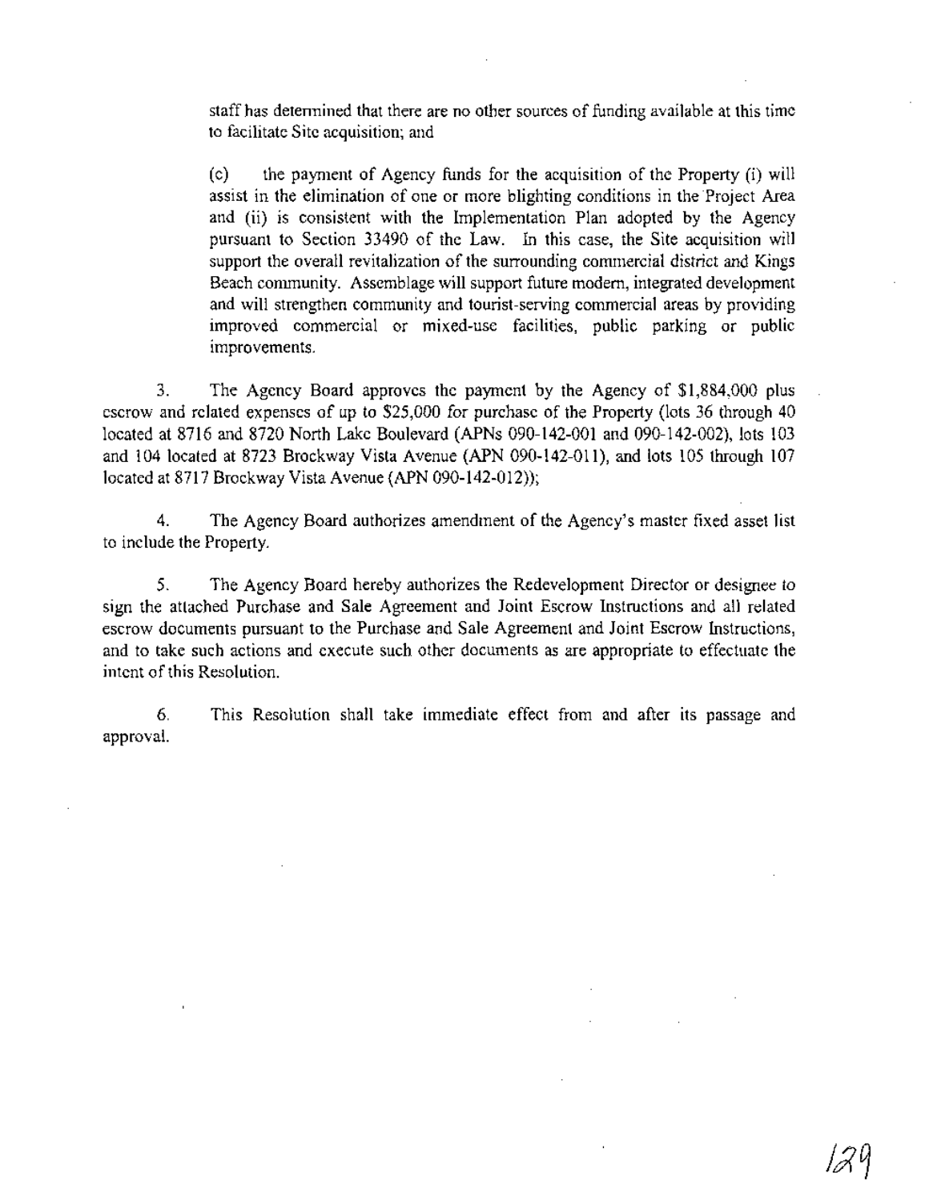staff has determined that there are no other sources of funding available at this time to facilitate Site acquisition; and

(c) the payment of Agency funds for the acquisition of the Property (i) will assist in the elimination of one or more blighting conditions in the Project Area and (ii) is consistent with the Implementation Plan adopted by the Agency pursuant to Section 33490 of the Law. In this case, the Site acquisition will support the overall revitalization of the surrounding commercial district and Kings Beach community. Assemblage will support future modern, integrated development and will strengthen community and tourist-serving commercial areas by providing improved commercial or mixed-use facilities, public parking or public improvements.

3. The Agency Board approves the payment by the Agency of $1,884,000 plus escrow and related expenses of up to $25,000 for purchase of the Property (lots 36 through 40 located at 8716 and 8720 North Lake Boulevard (APNs 090-142-001 and 090-142-002), lots 103 and 104 located at 8723 Brockway Vista Avenue (APN 090-142-011), and lots 105 through 107 located at 8717 Brockway Vista Avenue (APN 090-142-012));

4. The Agency Board authorizes amendment of the Agency's master fixed asset list to include the Property.

5. The Agency Board hereby authorizes the Redevelopment Director or designee to sign the attached Purchase and Sale Agreement and Joint Escrow Instructions and all related escrow documents pursuant to the Purchase and Sale Agreement and Joint Escrow Instructions, and to take such actions and execute such other documents as are appropriate to effectuate the intent of this Resolution.

6. This Resolution shall take immediate effect from and after its passage and approval.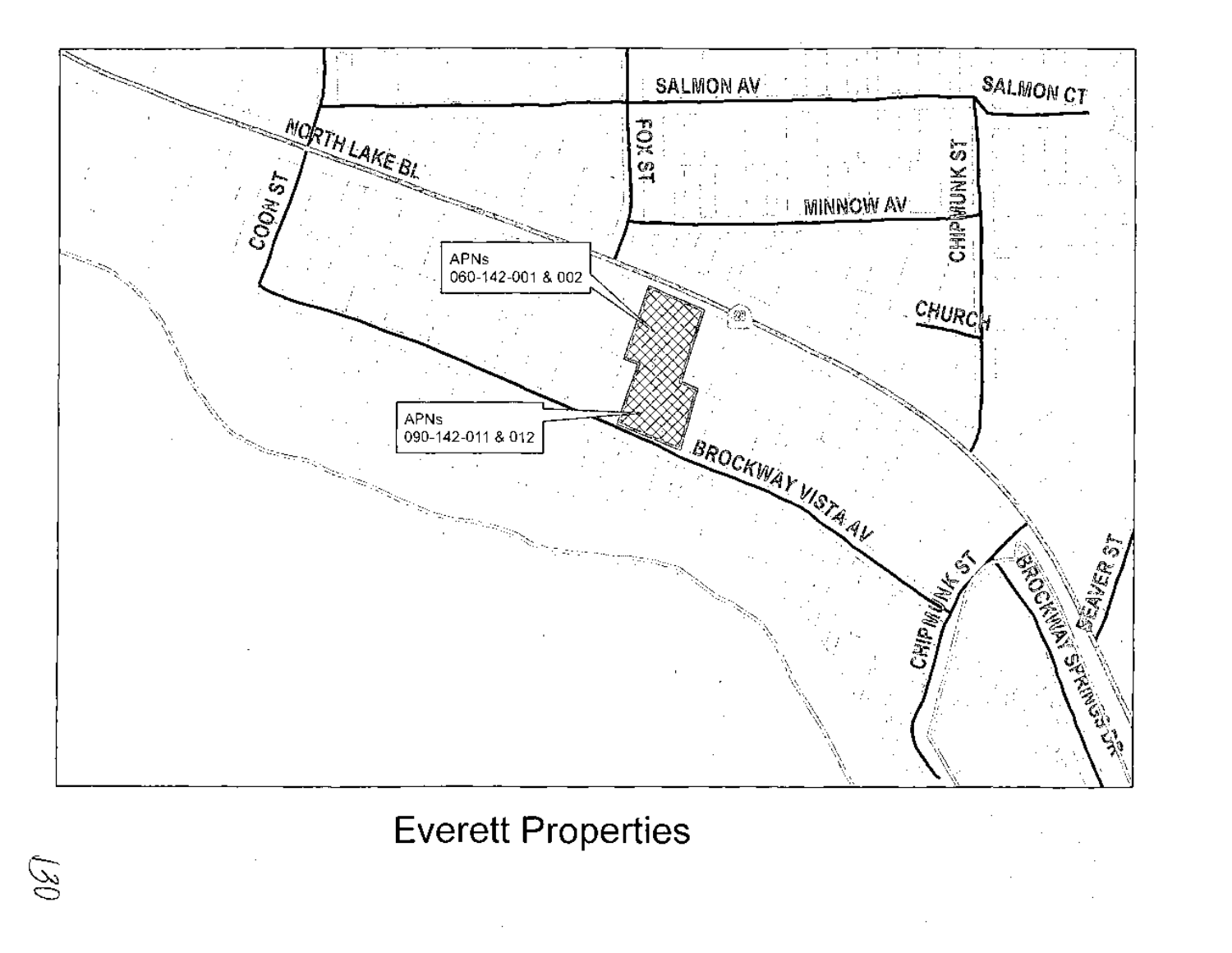SALMON AV

SALMON CT

NORTH LAKE BL

FOX ST

COON ST

MINNOW AV

CHIPMUNK ST

APNs
060-142-001 & 002

CHURCH

APNs
090-142-011 & 012

BROCKWAY VISTA AV

CHIPMUNK ST

BROCKWAY SPRINGS DR

BEAVER ST

Everett Properties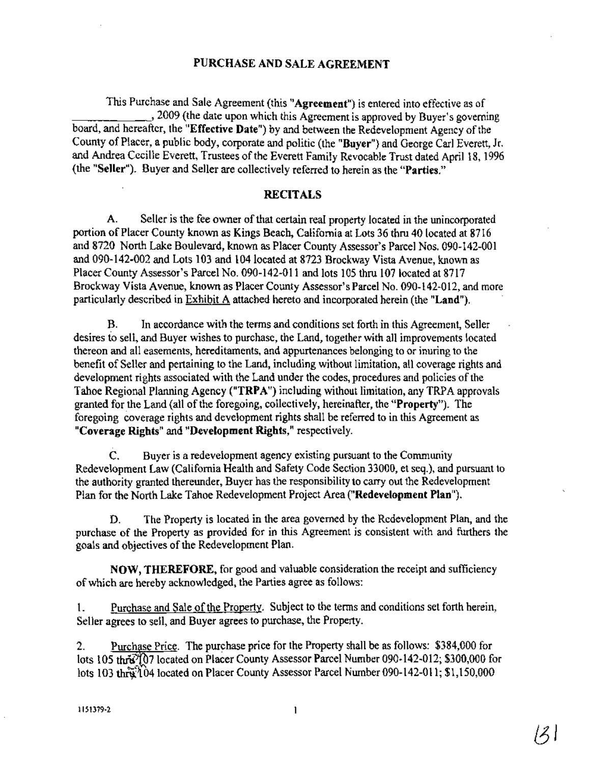## PURCHASE AND SALE AGREEMENT

This Purchase and Sale Agreement (this "**Agreement**") is entered into effective as of \_\_\_\_\_\_\_\_\_\_\_\_, 2009 (the date upon which this Agreement is approved by Buyer's governing board, and hereafter, the "**Effective Date**") by and between the Redevelopment Agency of the County of Placer, a public body, corporate and politic (the "**Buyer**") and George Carl Everett, Jr. and Andrea Cecille Everett, Trustees of the Everett Family Revocable Trust dated April 18, 1996 (the "**Seller**"). Buyer and Seller are collectively referred to herein as the "**Parties.**"

## RECITALS

A. Seller is the fee owner of that certain real property located in the unincorporated portion of Placer County known as Kings Beach, California at Lots 36 thru 40 located at 8716 and 8720 North Lake Boulevard, known as Placer County Assessor's Parcel Nos. 090-142-001 and 090-142-002 and Lots 103 and 104 located at 8723 Brockway Vista Avenue, known as Placer County Assessor's Parcel No. 090-142-011 and lots 105 thru 107 located at 8717 Brockway Vista Avenue, known as Placer County Assessor's Parcel No. 090-142-012, and more particularly described in Exhibit A attached hereto and incorporated herein (the "**Land**").

B. In accordance with the terms and conditions set forth in this Agreement, Seller desires to sell, and Buyer wishes to purchase, the Land, together with all improvements located thereon and all easements, hereditaments, and appurtenances belonging to or inuring to the benefit of Seller and pertaining to the Land, including without limitation, all coverage rights and development rights associated with the Land under the codes, procedures and policies of the Tahoe Regional Planning Agency ("**TRPA**") including without limitation, any TRPA approvals granted for the Land (all of the foregoing, collectively, hereinafter, the "**Property**"). The foregoing coverage rights and development rights shall be referred to in this Agreement as "**Coverage Rights**" and "**Development Rights**," respectively.

C. Buyer is a redevelopment agency existing pursuant to the Community Redevelopment Law (California Health and Safety Code Section 33000, et seq.), and pursuant to the authority granted thereunder, Buyer has the responsibility to carry out the Redevelopment Plan for the North Lake Tahoe Redevelopment Project Area ("**Redevelopment Plan**").

D. The Property is located in the area governed by the Redevelopment Plan, and the purchase of the Property as provided for in this Agreement is consistent with and furthers the goals and objectives of the Redevelopment Plan.

**NOW, THEREFORE,** for good and valuable consideration the receipt and sufficiency of which are hereby acknowledged, the Parties agree as follows:

1. Purchase and Sale of the Property. Subject to the terms and conditions set forth herein, Seller agrees to sell, and Buyer agrees to purchase, the Property.

2. Purchase Price. The purchase price for the Property shall be as follows: $384,000 for lots 105 thru 107 located on Placer County Assessor Parcel Number 090-142-012; $300,000 for lots 103 thru 104 located on Placer County Assessor Parcel Number 090-142-011; $1,150,000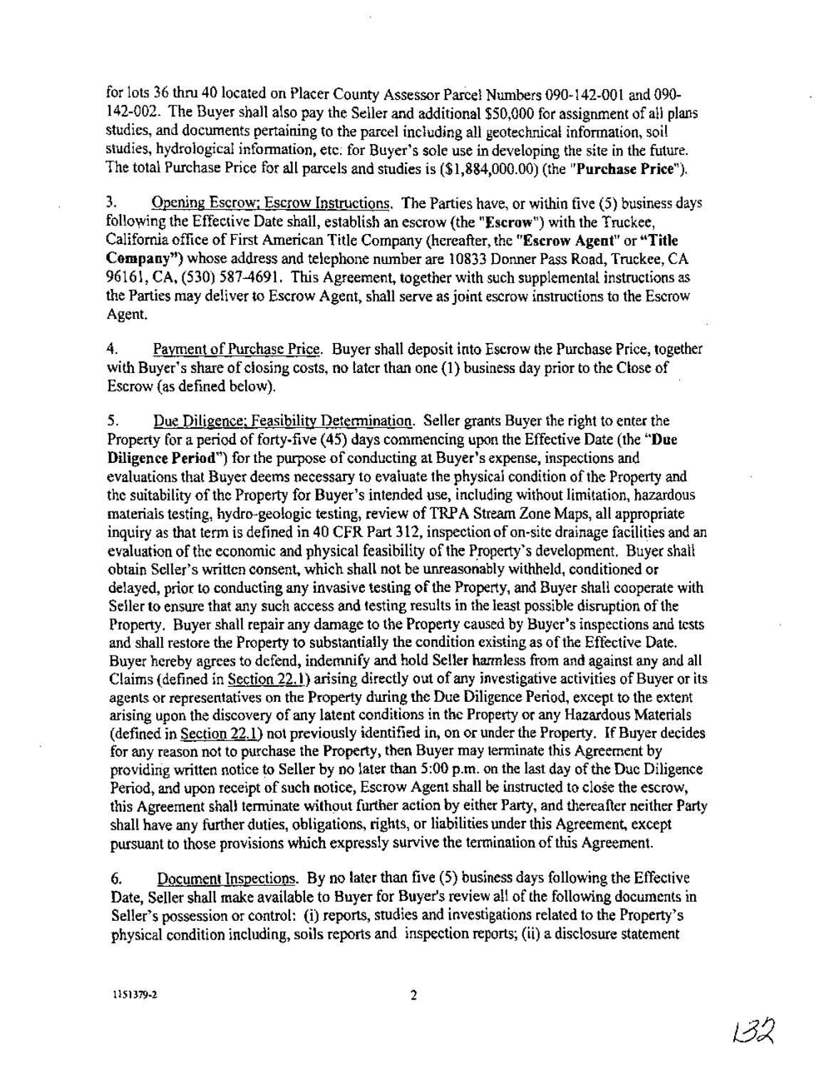for lots 36 thru 40 located on Placer County Assessor Parcel Numbers 090-142-001 and 090-142-002. The Buyer shall also pay the Seller and additional $50,000 for assignment of all plans studies, and documents pertaining to the parcel including all geotechnical information, soil studies, hydrological information, etc. for Buyer's sole use in developing the site in the future. The total Purchase Price for all parcels and studies is ($1,884,000.00) (the "**Purchase Price**").

3. Opening Escrow; Escrow Instructions. The Parties have, or within five (5) business days following the Effective Date shall, establish an escrow (the "**Escrow**") with the Truckee, California office of First American Title Company (hereafter, the "**Escrow Agent**" or "**Title Company**") whose address and telephone number are 10833 Donner Pass Road, Truckee, CA 96161, CA, (530) 587-4691. This Agreement, together with such supplemental instructions as the Parties may deliver to Escrow Agent, shall serve as joint escrow instructions to the Escrow Agent.

4. Payment of Purchase Price. Buyer shall deposit into Escrow the Purchase Price, together with Buyer's share of closing costs, no later than one (1) business day prior to the Close of Escrow (as defined below).

5. Due Diligence; Feasibility Determination. Seller grants Buyer the right to enter the Property for a period of forty-five (45) days commencing upon the Effective Date (the "**Due Diligence Period**") for the purpose of conducting at Buyer's expense, inspections and evaluations that Buyer deems necessary to evaluate the physical condition of the Property and the suitability of the Property for Buyer's intended use, including without limitation, hazardous materials testing, hydro-geologic testing, review of TRPA Stream Zone Maps, all appropriate inquiry as that term is defined in 40 CFR Part 312, inspection of on-site drainage facilities and an evaluation of the economic and physical feasibility of the Property's development. Buyer shall obtain Seller's written consent, which shall not be unreasonably withheld, conditioned or delayed, prior to conducting any invasive testing of the Property, and Buyer shall cooperate with Seller to ensure that any such access and testing results in the least possible disruption of the Property. Buyer shall repair any damage to the Property caused by Buyer's inspections and tests and shall restore the Property to substantially the condition existing as of the Effective Date. Buyer hereby agrees to defend, indemnify and hold Seller harmless from and against any and all Claims (defined in Section 22.1) arising directly out of any investigative activities of Buyer or its agents or representatives on the Property during the Due Diligence Period, except to the extent arising upon the discovery of any latent conditions in the Property or any Hazardous Materials (defined in Section 22.1) not previously identified in, on or under the Property. If Buyer decides for any reason not to purchase the Property, then Buyer may terminate this Agreement by providing written notice to Seller by no later than 5:00 p.m. on the last day of the Due Diligence Period, and upon receipt of such notice, Escrow Agent shall be instructed to close the escrow, this Agreement shall terminate without further action by either Party, and thereafter neither Party shall have any further duties, obligations, rights, or liabilities under this Agreement, except pursuant to those provisions which expressly survive the termination of this Agreement.

6. Document Inspections. By no later than five (5) business days following the Effective Date, Seller shall make available to Buyer for Buyer's review all of the following documents in Seller's possession or control: (i) reports, studies and investigations related to the Property's physical condition including, soils reports and inspection reports; (ii) a disclosure statement

1151379-2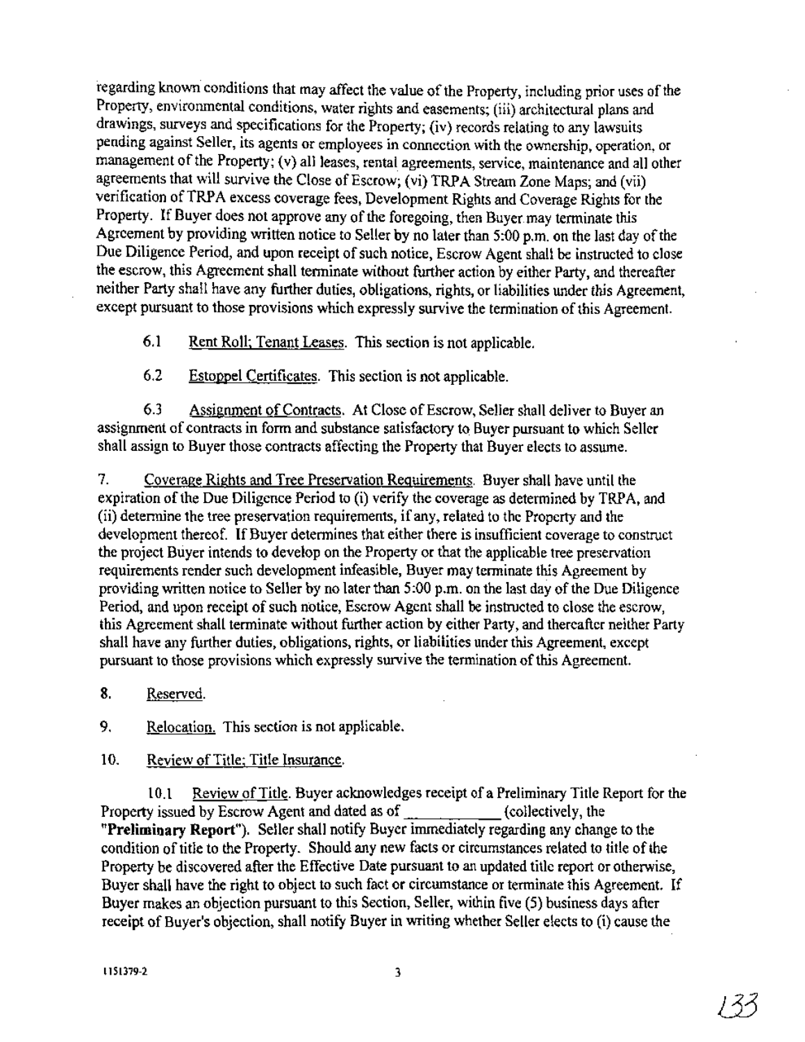regarding known conditions that may affect the value of the Property, including prior uses of the Property, environmental conditions, water rights and easements; (iii) architectural plans and drawings, surveys and specifications for the Property; (iv) records relating to any lawsuits pending against Seller, its agents or employees in connection with the ownership, operation, or management of the Property; (v) all leases, rental agreements, service, maintenance and all other agreements that will survive the Close of Escrow; (vi) TRPA Stream Zone Maps; and (vii) verification of TRPA excess coverage fees, Development Rights and Coverage Rights for the Property. If Buyer does not approve any of the foregoing, then Buyer may terminate this Agreement by providing written notice to Seller by no later than 5:00 p.m. on the last day of the Due Diligence Period, and upon receipt of such notice, Escrow Agent shall be instructed to close the escrow, this Agreement shall terminate without further action by either Party, and thereafter neither Party shall have any further duties, obligations, rights, or liabilities under this Agreement, except pursuant to those provisions which expressly survive the termination of this Agreement.

6.1 Rent Roll; Tenant Leases. This section is not applicable.

6.2 Estoppel Certificates. This section is not applicable.

6.3 Assignment of Contracts. At Close of Escrow, Seller shall deliver to Buyer an assignment of contracts in form and substance satisfactory to Buyer pursuant to which Seller shall assign to Buyer those contracts affecting the Property that Buyer elects to assume.

7. Coverage Rights and Tree Preservation Requirements. Buyer shall have until the expiration of the Due Diligence Period to (i) verify the coverage as determined by TRPA, and (ii) determine the tree preservation requirements, if any, related to the Property and the development thereof. If Buyer determines that either there is insufficient coverage to construct the project Buyer intends to develop on the Property or that the applicable tree preservation requirements render such development infeasible, Buyer may terminate this Agreement by providing written notice to Seller by no later than 5:00 p.m. on the last day of the Due Diligence Period, and upon receipt of such notice, Escrow Agent shall be instructed to close the escrow, this Agreement shall terminate without further action by either Party, and thereafter neither Party shall have any further duties, obligations, rights, or liabilities under this Agreement, except pursuant to those provisions which expressly survive the termination of this Agreement.

8. Reserved.

9. Relocation. This section is not applicable.

10. Review of Title; Title Insurance.

10.1 Review of Title. Buyer acknowledges receipt of a Preliminary Title Report for the Property issued by Escrow Agent and dated as of ____________ (collectively, the **"Preliminary Report"**). Seller shall notify Buyer immediately regarding any change to the condition of title to the Property. Should any new facts or circumstances related to title of the Property be discovered after the Effective Date pursuant to an updated title report or otherwise, Buyer shall have the right to object to such fact or circumstance or terminate this Agreement. If Buyer makes an objection pursuant to this Section, Seller, within five (5) business days after receipt of Buyer's objection, shall notify Buyer in writing whether Seller elects to (i) cause the

1151379-2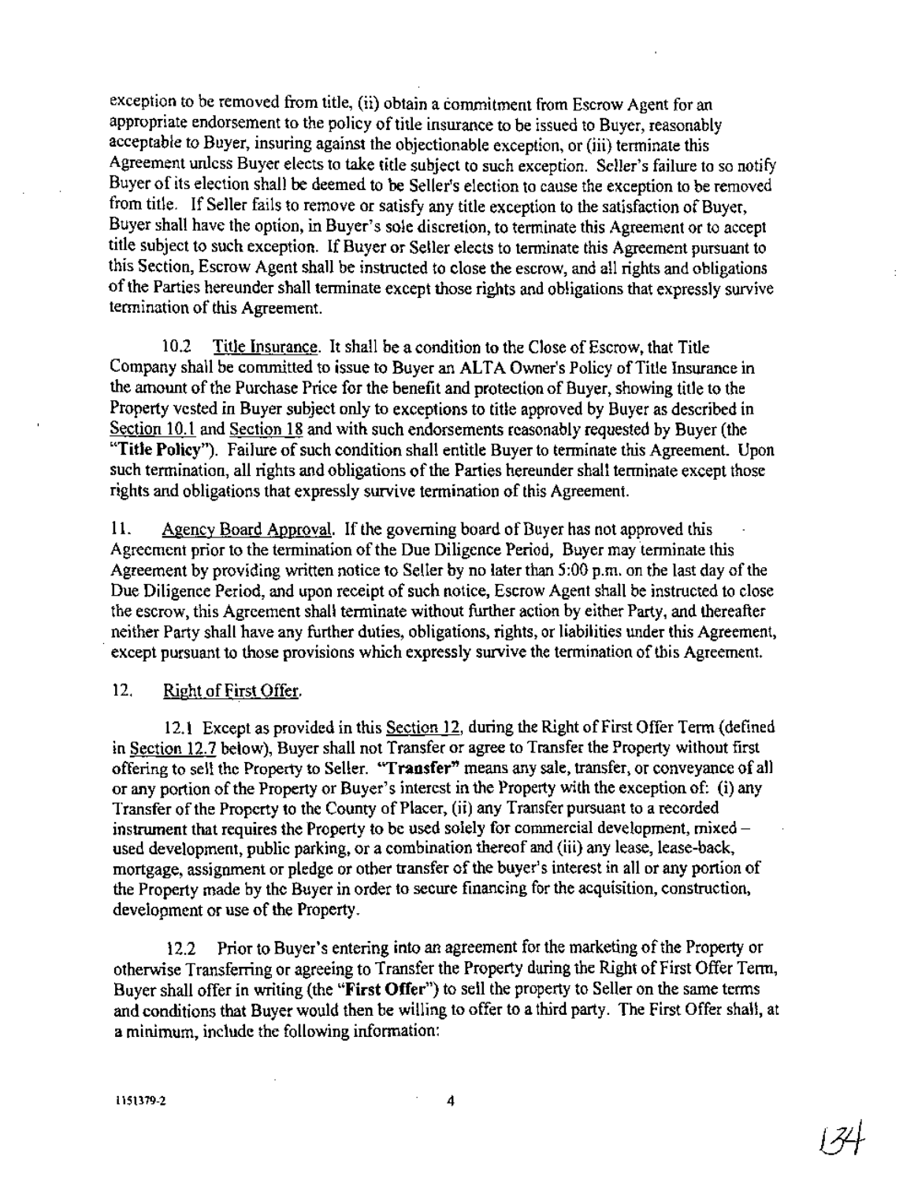exception to be removed from title, (ii) obtain a commitment from Escrow Agent for an appropriate endorsement to the policy of title insurance to be issued to Buyer, reasonably acceptable to Buyer, insuring against the objectionable exception, or (iii) terminate this Agreement unless Buyer elects to take title subject to such exception. Seller's failure to so notify Buyer of its election shall be deemed to be Seller's election to cause the exception to be removed from title. If Seller fails to remove or satisfy any title exception to the satisfaction of Buyer, Buyer shall have the option, in Buyer's sole discretion, to terminate this Agreement or to accept title subject to such exception. If Buyer or Seller elects to terminate this Agreement pursuant to this Section, Escrow Agent shall be instructed to close the escrow, and all rights and obligations of the Parties hereunder shall terminate except those rights and obligations that expressly survive termination of this Agreement.

10.2 Title Insurance. It shall be a condition to the Close of Escrow, that Title Company shall be committed to issue to Buyer an ALTA Owner's Policy of Title Insurance in the amount of the Purchase Price for the benefit and protection of Buyer, showing title to the Property vested in Buyer subject only to exceptions to title approved by Buyer as described in Section 10.1 and Section 18 and with such endorsements reasonably requested by Buyer (the "**Title Policy**"). Failure of such condition shall entitle Buyer to terminate this Agreement. Upon such termination, all rights and obligations of the Parties hereunder shall terminate except those rights and obligations that expressly survive termination of this Agreement.

11. Agency Board Approval. If the governing board of Buyer has not approved this Agreement prior to the termination of the Due Diligence Period, Buyer may terminate this Agreement by providing written notice to Seller by no later than 5:00 p.m. on the last day of the Due Diligence Period, and upon receipt of such notice, Escrow Agent shall be instructed to close the escrow, this Agreement shall terminate without further action by either Party, and thereafter neither Party shall have any further duties, obligations, rights, or liabilities under this Agreement, except pursuant to those provisions which expressly survive the termination of this Agreement.

12. Right of First Offer.

12.1 Except as provided in this Section 12, during the Right of First Offer Term (defined in Section 12.7 below), Buyer shall not Transfer or agree to Transfer the Property without first offering to sell the Property to Seller. "**Transfer**" means any sale, transfer, or conveyance of all or any portion of the Property or Buyer's interest in the Property with the exception of: (i) any Transfer of the Property to the County of Placer, (ii) any Transfer pursuant to a recorded instrument that requires the Property to be used solely for commercial development, mixed – used development, public parking, or a combination thereof and (iii) any lease, lease-back, mortgage, assignment or pledge or other transfer of the buyer's interest in all or any portion of the Property made by the Buyer in order to secure financing for the acquisition, construction, development or use of the Property.

12.2 Prior to Buyer's entering into an agreement for the marketing of the Property or otherwise Transferring or agreeing to Transfer the Property during the Right of First Offer Term, Buyer shall offer in writing (the "**First Offer**") to sell the property to Seller on the same terms and conditions that Buyer would then be willing to offer to a third party. The First Offer shall, at a minimum, include the following information: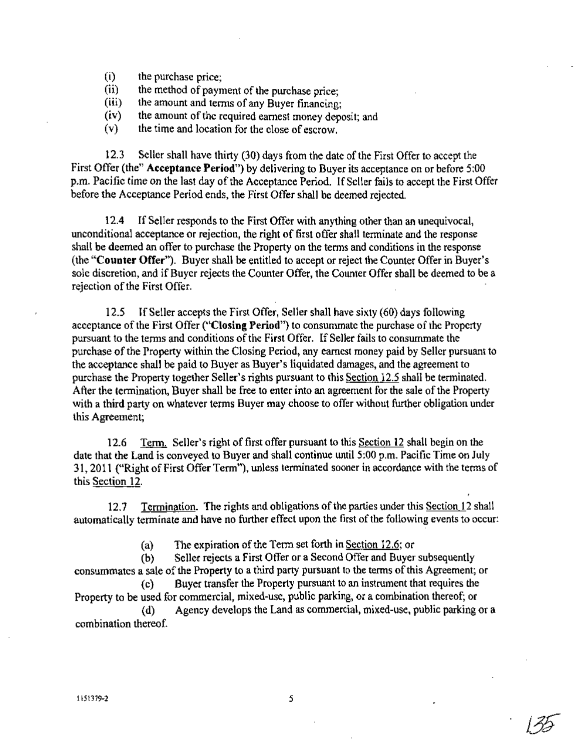(i) the purchase price;
(ii) the method of payment of the purchase price;
(iii) the amount and terms of any Buyer financing;
(iv) the amount of the required earnest money deposit; and
(v) the time and location for the close of escrow.

12.3 Seller shall have thirty (30) days from the date of the First Offer to accept the First Offer (the" **Acceptance Period**") by delivering to Buyer its acceptance on or before 5:00 p.m. Pacific time on the last day of the Acceptance Period. If Seller fails to accept the First Offer before the Acceptance Period ends, the First Offer shall be deemed rejected.

12.4 If Seller responds to the First Offer with anything other than an unequivocal, unconditional acceptance or rejection, the right of first offer shall terminate and the response shall be deemed an offer to purchase the Property on the terms and conditions in the response (the "**Counter Offer**"). Buyer shall be entitled to accept or reject the Counter Offer in Buyer's sole discretion, and if Buyer rejects the Counter Offer, the Counter Offer shall be deemed to be a rejection of the First Offer.

12.5 If Seller accepts the First Offer, Seller shall have sixty (60) days following acceptance of the First Offer ("**Closing Period**") to consummate the purchase of the Property pursuant to the terms and conditions of the First Offer. If Seller fails to consummate the purchase of the Property within the Closing Period, any earnest money paid by Seller pursuant to the acceptance shall be paid to Buyer as Buyer's liquidated damages, and the agreement to purchase the Property together Seller's rights pursuant to this Section 12.5 shall be terminated. After the termination, Buyer shall be free to enter into an agreement for the sale of the Property with a third party on whatever terms Buyer may choose to offer without further obligation under this Agreement;

12.6 Term. Seller's right of first offer pursuant to this Section 12 shall begin on the date that the Land is conveyed to Buyer and shall continue until 5:00 p.m. Pacific Time on July 31, 2011 ("Right of First Offer Term"), unless terminated sooner in accordance with the terms of this Section 12.

12.7 Termination. The rights and obligations of the parties under this Section 12 shall automatically terminate and have no further effect upon the first of the following events to occur:

(a) The expiration of the Term set forth in Section 12.6; or

(b) Seller rejects a First Offer or a Second Offer and Buyer subsequently consummates a sale of the Property to a third party pursuant to the terms of this Agreement; or

(c) Buyer transfer the Property pursuant to an instrument that requires the Property to be used for commercial, mixed-use, public parking, or a combination thereof; or

(d) Agency develops the Land as commercial, mixed-use, public parking or a combination thereof.

1151379-2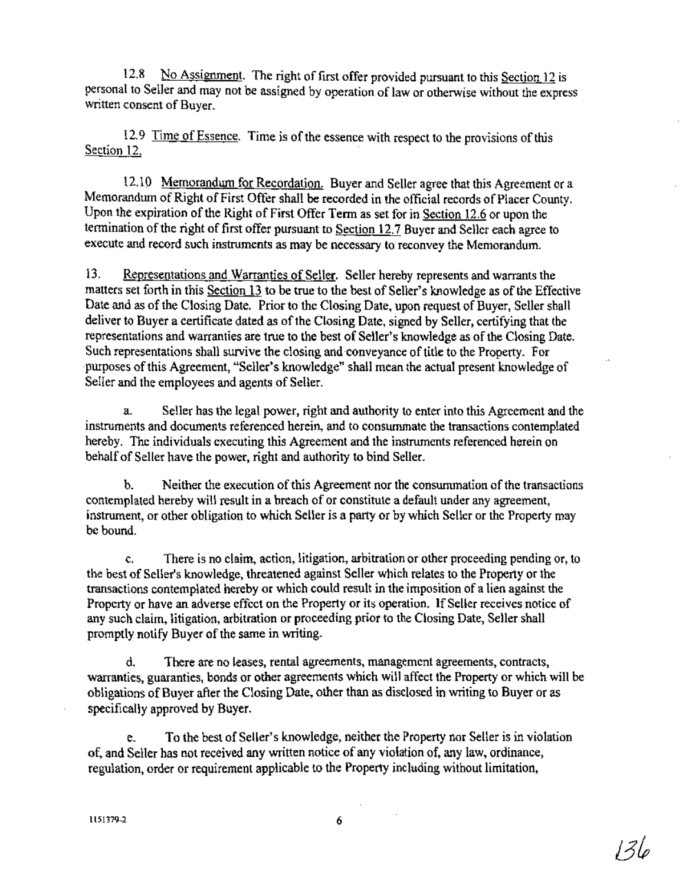12.8 <u>No Assignment</u>. The right of first offer provided pursuant to this <u>Section 12</u> is personal to Seller and may not be assigned by operation of law or otherwise without the express written consent of Buyer.

12.9 <u>Time of Essence</u>. Time is of the essence with respect to the provisions of this <u>Section 12.</u>

12.10 <u>Memorandum for Recordation.</u> Buyer and Seller agree that this Agreement or a Memorandum of Right of First Offer shall be recorded in the official records of Placer County. Upon the expiration of the Right of First Offer Term as set for in <u>Section 12.6</u> or upon the termination of the right of first offer pursuant to <u>Section 12.7</u> Buyer and Seller each agree to execute and record such instruments as may be necessary to reconvey the Memorandum.

13. <u>Representations and Warranties of Seller</u>. Seller hereby represents and warrants the matters set forth in this <u>Section 13</u> to be true to the best of Seller's knowledge as of the Effective Date and as of the Closing Date. Prior to the Closing Date, upon request of Buyer, Seller shall deliver to Buyer a certificate dated as of the Closing Date, signed by Seller, certifying that the representations and warranties are true to the best of Seller's knowledge as of the Closing Date. Such representations shall survive the closing and conveyance of title to the Property. For purposes of this Agreement, "Seller's knowledge" shall mean the actual present knowledge of Seller and the employees and agents of Seller.

a. Seller has the legal power, right and authority to enter into this Agreement and the instruments and documents referenced herein, and to consummate the transactions contemplated hereby. The individuals executing this Agreement and the instruments referenced herein on behalf of Seller have the power, right and authority to bind Seller.

b. Neither the execution of this Agreement nor the consummation of the transactions contemplated hereby will result in a breach of or constitute a default under any agreement, instrument, or other obligation to which Seller is a party or by which Seller or the Property may be bound.

c. There is no claim, action, litigation, arbitration or other proceeding pending or, to the best of Seller's knowledge, threatened against Seller which relates to the Property or the transactions contemplated hereby or which could result in the imposition of a lien against the Property or have an adverse effect on the Property or its operation. If Seller receives notice of any such claim, litigation, arbitration or proceeding prior to the Closing Date, Seller shall promptly notify Buyer of the same in writing.

d. There are no leases, rental agreements, management agreements, contracts, warranties, guaranties, bonds or other agreements which will affect the Property or which will be obligations of Buyer after the Closing Date, other than as disclosed in writing to Buyer or as specifically approved by Buyer.

e. To the best of Seller's knowledge, neither the Property nor Seller is in violation of, and Seller has not received any written notice of any violation of, any law, ordinance, regulation, order or requirement applicable to the Property including without limitation,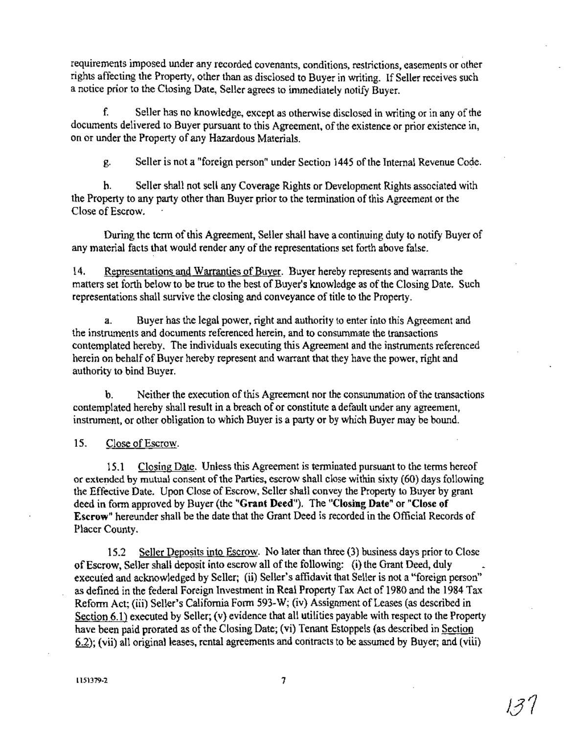requirements imposed under any recorded covenants, conditions, restrictions, easements or other rights affecting the Property, other than as disclosed to Buyer in writing. If Seller receives such a notice prior to the Closing Date, Seller agrees to immediately notify Buyer.

f. Seller has no knowledge, except as otherwise disclosed in writing or in any of the documents delivered to Buyer pursuant to this Agreement, of the existence or prior existence in, on or under the Property of any Hazardous Materials.

g. Seller is not a "foreign person" under Section 1445 of the Internal Revenue Code.

h. Seller shall not sell any Coverage Rights or Development Rights associated with the Property to any party other than Buyer prior to the termination of this Agreement or the Close of Escrow.

During the term of this Agreement, Seller shall have a continuing duty to notify Buyer of any material facts that would render any of the representations set forth above false.

14. Representations and Warranties of Buyer. Buyer hereby represents and warrants the matters set forth below to be true to the best of Buyer's knowledge as of the Closing Date. Such representations shall survive the closing and conveyance of title to the Property.

a. Buyer has the legal power, right and authority to enter into this Agreement and the instruments and documents referenced herein, and to consummate the transactions contemplated hereby. The individuals executing this Agreement and the instruments referenced herein on behalf of Buyer hereby represent and warrant that they have the power, right and authority to bind Buyer.

b. Neither the execution of this Agreement nor the consummation of the transactions contemplated hereby shall result in a breach of or constitute a default under any agreement, instrument, or other obligation to which Buyer is a party or by which Buyer may be bound.

15. Close of Escrow.

15.1 Closing Date. Unless this Agreement is terminated pursuant to the terms hereof or extended by mutual consent of the Parties, escrow shall close within sixty (60) days following the Effective Date. Upon Close of Escrow, Seller shall convey the Property to Buyer by grant deed in form approved by Buyer (the **"Grant Deed"**). The **"Closing Date"** or **"Close of Escrow"** hereunder shall be the date that the Grant Deed is recorded in the Official Records of Placer County.

15.2 Seller Deposits into Escrow. No later than three (3) business days prior to Close of Escrow, Seller shall deposit into escrow all of the following: (i) the Grant Deed, duly executed and acknowledged by Seller; (ii) Seller's affidavit that Seller is not a "foreign person" as defined in the federal Foreign Investment in Real Property Tax Act of 1980 and the 1984 Tax Reform Act; (iii) Seller's California Form 593-W; (iv) Assignment of Leases (as described in Section 6.1) executed by Seller; (v) evidence that all utilities payable with respect to the Property have been paid prorated as of the Closing Date; (vi) Tenant Estoppels (as described in Section 6.2); (vii) all original leases, rental agreements and contracts to be assumed by Buyer; and (viii)

1151379-2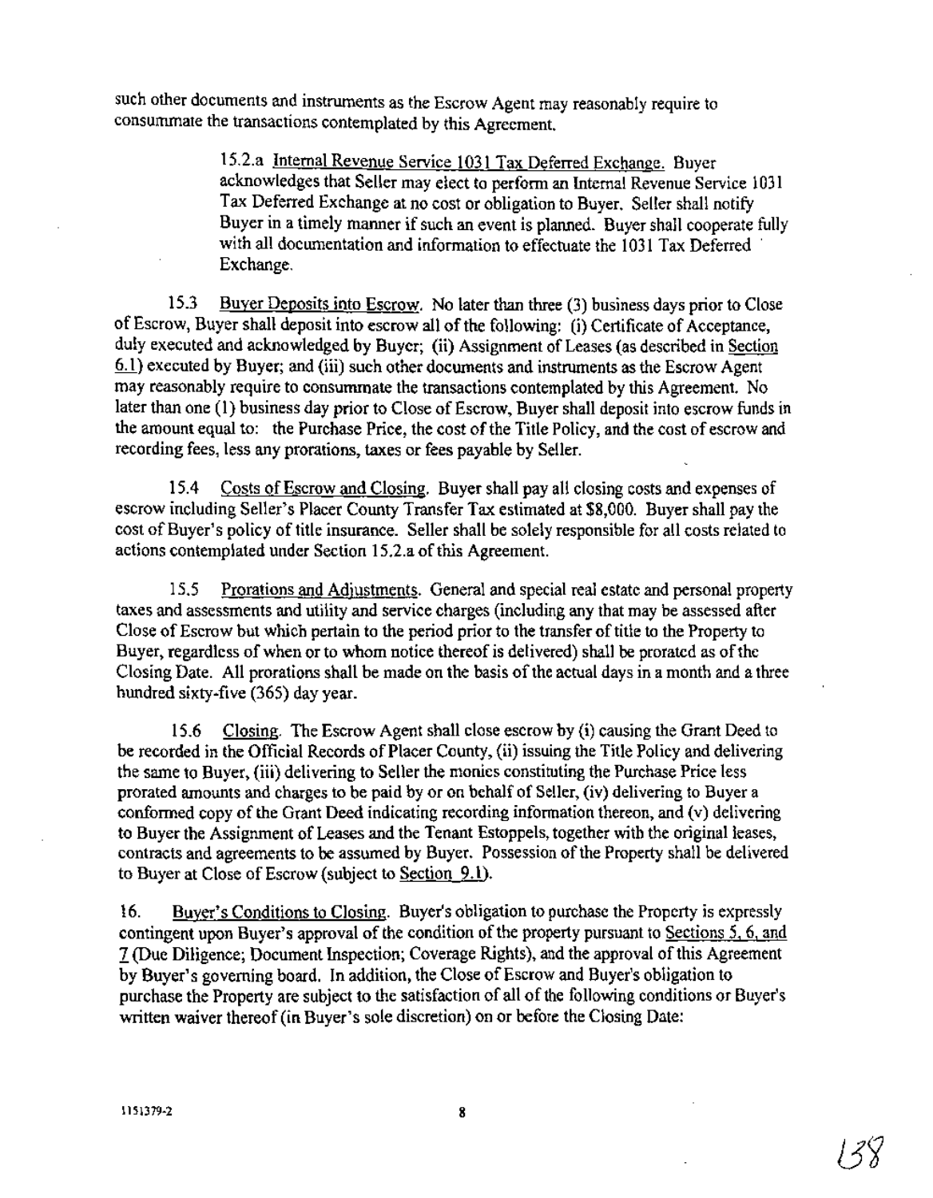such other documents and instruments as the Escrow Agent may reasonably require to consummate the transactions contemplated by this Agreement.

> 15.2.a Internal Revenue Service 1031 Tax Deferred Exchange. Buyer acknowledges that Seller may elect to perform an Internal Revenue Service 1031 Tax Deferred Exchange at no cost or obligation to Buyer. Seller shall notify Buyer in a timely manner if such an event is planned. Buyer shall cooperate fully with all documentation and information to effectuate the 1031 Tax Deferred Exchange.

15.3 Buyer Deposits into Escrow. No later than three (3) business days prior to Close of Escrow, Buyer shall deposit into escrow all of the following: (i) Certificate of Acceptance, duly executed and acknowledged by Buyer; (ii) Assignment of Leases (as described in Section 6.1) executed by Buyer; and (iii) such other documents and instruments as the Escrow Agent may reasonably require to consummate the transactions contemplated by this Agreement. No later than one (1) business day prior to Close of Escrow, Buyer shall deposit into escrow funds in the amount equal to: the Purchase Price, the cost of the Title Policy, and the cost of escrow and recording fees, less any prorations, taxes or fees payable by Seller.

15.4 Costs of Escrow and Closing. Buyer shall pay all closing costs and expenses of escrow including Seller's Placer County Transfer Tax estimated at $8,000. Buyer shall pay the cost of Buyer's policy of title insurance. Seller shall be solely responsible for all costs related to actions contemplated under Section 15.2.a of this Agreement.

15.5 Prorations and Adjustments. General and special real estate and personal property taxes and assessments and utility and service charges (including any that may be assessed after Close of Escrow but which pertain to the period prior to the transfer of title to the Property to Buyer, regardless of when or to whom notice thereof is delivered) shall be prorated as of the Closing Date. All prorations shall be made on the basis of the actual days in a month and a three hundred sixty-five (365) day year.

15.6 Closing. The Escrow Agent shall close escrow by (i) causing the Grant Deed to be recorded in the Official Records of Placer County, (ii) issuing the Title Policy and delivering the same to Buyer, (iii) delivering to Seller the monies constituting the Purchase Price less prorated amounts and charges to be paid by or on behalf of Seller, (iv) delivering to Buyer a conformed copy of the Grant Deed indicating recording information thereon, and (v) delivering to Buyer the Assignment of Leases and the Tenant Estoppels, together with the original leases, contracts and agreements to be assumed by Buyer. Possession of the Property shall be delivered to Buyer at Close of Escrow (subject to Section 9.1).

16. Buyer's Conditions to Closing. Buyer's obligation to purchase the Property is expressly contingent upon Buyer's approval of the condition of the property pursuant to Sections 5, 6, and 7 (Due Diligence; Document Inspection; Coverage Rights), and the approval of this Agreement by Buyer's governing board. In addition, the Close of Escrow and Buyer's obligation to purchase the Property are subject to the satisfaction of all of the following conditions or Buyer's written waiver thereof (in Buyer's sole discretion) on or before the Closing Date: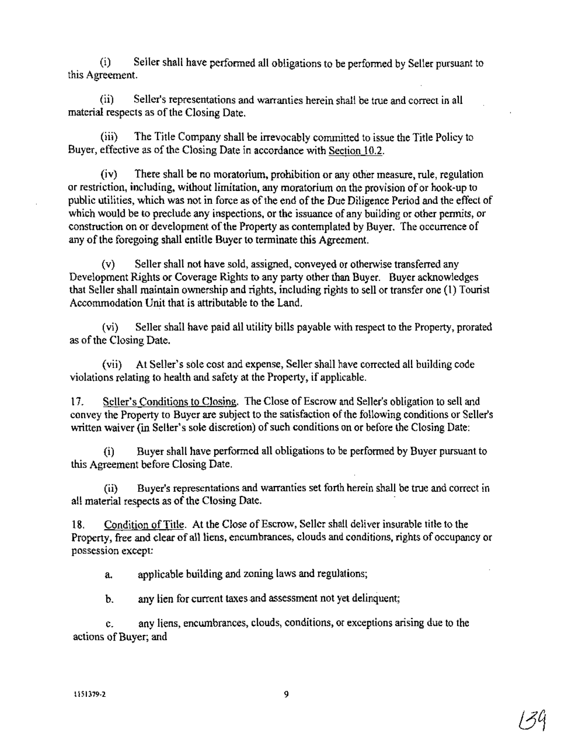(i) Seller shall have performed all obligations to be performed by Seller pursuant to this Agreement.

(ii) Seller's representations and warranties herein shall be true and correct in all material respects as of the Closing Date.

(iii) The Title Company shall be irrevocably committed to issue the Title Policy to Buyer, effective as of the Closing Date in accordance with Section 10.2.

(iv) There shall be no moratorium, prohibition or any other measure, rule, regulation or restriction, including, without limitation, any moratorium on the provision of or hook-up to public utilities, which was not in force as of the end of the Due Diligence Period and the effect of which would be to preclude any inspections, or the issuance of any building or other permits, or construction on or development of the Property as contemplated by Buyer. The occurrence of any of the foregoing shall entitle Buyer to terminate this Agreement.

(v) Seller shall not have sold, assigned, conveyed or otherwise transferred any Development Rights or Coverage Rights to any party other than Buyer. Buyer acknowledges that Seller shall maintain ownership and rights, including rights to sell or transfer one (1) Tourist Accommodation Unit that is attributable to the Land.

(vi) Seller shall have paid all utility bills payable with respect to the Property, prorated as of the Closing Date.

(vii) At Seller's sole cost and expense, Seller shall have corrected all building code violations relating to health and safety at the Property, if applicable.

17. Seller's Conditions to Closing. The Close of Escrow and Seller's obligation to sell and convey the Property to Buyer are subject to the satisfaction of the following conditions or Seller's written waiver (in Seller's sole discretion) of such conditions on or before the Closing Date:

(i) Buyer shall have performed all obligations to be performed by Buyer pursuant to this Agreement before Closing Date.

(ii) Buyer's representations and warranties set forth herein shall be true and correct in all material respects as of the Closing Date.

18. Condition of Title. At the Close of Escrow, Seller shall deliver insurable title to the Property, free and clear of all liens, encumbrances, clouds and conditions, rights of occupancy or possession except:

a. applicable building and zoning laws and regulations;

b. any lien for current taxes and assessment not yet delinquent;

c. any liens, encumbrances, clouds, conditions, or exceptions arising due to the actions of Buyer; and

1151379-2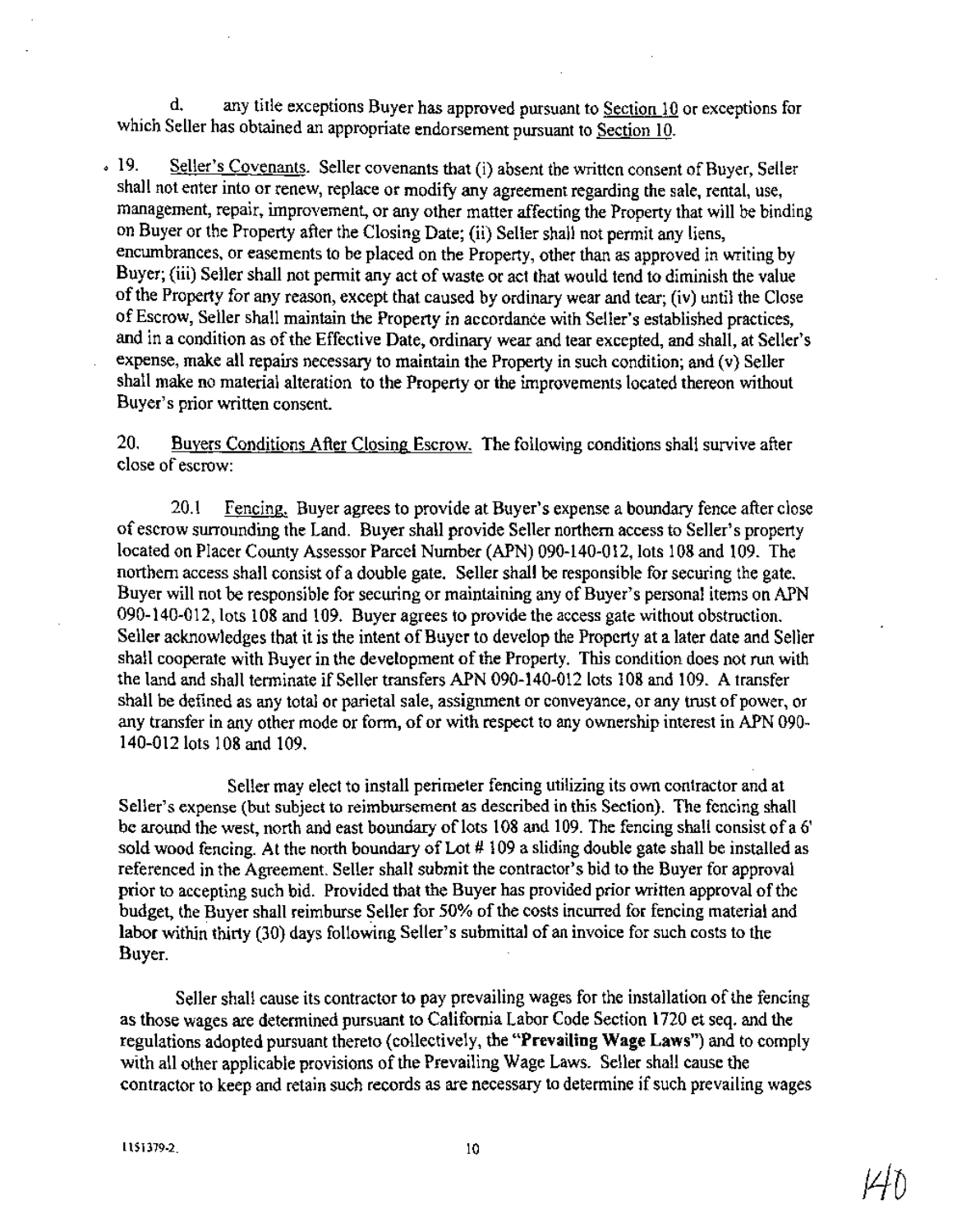d. any title exceptions Buyer has approved pursuant to Section 10 or exceptions for which Seller has obtained an appropriate endorsement pursuant to Section 10.

19. Seller's Covenants. Seller covenants that (i) absent the written consent of Buyer, Seller shall not enter into or renew, replace or modify any agreement regarding the sale, rental, use, management, repair, improvement, or any other matter affecting the Property that will be binding on Buyer or the Property after the Closing Date; (ii) Seller shall not permit any liens, encumbrances, or easements to be placed on the Property, other than as approved in writing by Buyer; (iii) Seller shall not permit any act of waste or act that would tend to diminish the value of the Property for any reason, except that caused by ordinary wear and tear; (iv) until the Close of Escrow, Seller shall maintain the Property in accordance with Seller's established practices, and in a condition as of the Effective Date, ordinary wear and tear excepted, and shall, at Seller's expense, make all repairs necessary to maintain the Property in such condition; and (v) Seller shall make no material alteration to the Property or the improvements located thereon without Buyer's prior written consent.

20. Buyers Conditions After Closing Escrow. The following conditions shall survive after close of escrow:

20.1 Fencing. Buyer agrees to provide at Buyer's expense a boundary fence after close of escrow surrounding the Land. Buyer shall provide Seller northern access to Seller's property located on Placer County Assessor Parcel Number (APN) 090-140-012, lots 108 and 109. The northern access shall consist of a double gate. Seller shall be responsible for securing the gate. Buyer will not be responsible for securing or maintaining any of Buyer's personal items on APN 090-140-012, lots 108 and 109. Buyer agrees to provide the access gate without obstruction. Seller acknowledges that it is the intent of Buyer to develop the Property at a later date and Seller shall cooperate with Buyer in the development of the Property. This condition does not run with the land and shall terminate if Seller transfers APN 090-140-012 lots 108 and 109. A transfer shall be defined as any total or parietal sale, assignment or conveyance, or any trust of power, or any transfer in any other mode or form, of or with respect to any ownership interest in APN 090-140-012 lots 108 and 109.

Seller may elect to install perimeter fencing utilizing its own contractor and at Seller's expense (but subject to reimbursement as described in this Section). The fencing shall be around the west, north and east boundary of lots 108 and 109. The fencing shall consist of a 6' sold wood fencing. At the north boundary of Lot # 109 a sliding double gate shall be installed as referenced in the Agreement. Seller shall submit the contractor's bid to the Buyer for approval prior to accepting such bid. Provided that the Buyer has provided prior written approval of the budget, the Buyer shall reimburse Seller for 50% of the costs incurred for fencing material and labor within thirty (30) days following Seller's submittal of an invoice for such costs to the Buyer.

Seller shall cause its contractor to pay prevailing wages for the installation of the fencing as those wages are determined pursuant to California Labor Code Section 1720 et seq. and the regulations adopted pursuant thereto (collectively, the "**Prevailing Wage Laws**") and to comply with all other applicable provisions of the Prevailing Wage Laws. Seller shall cause the contractor to keep and retain such records as are necessary to determine if such prevailing wages

1151379-2.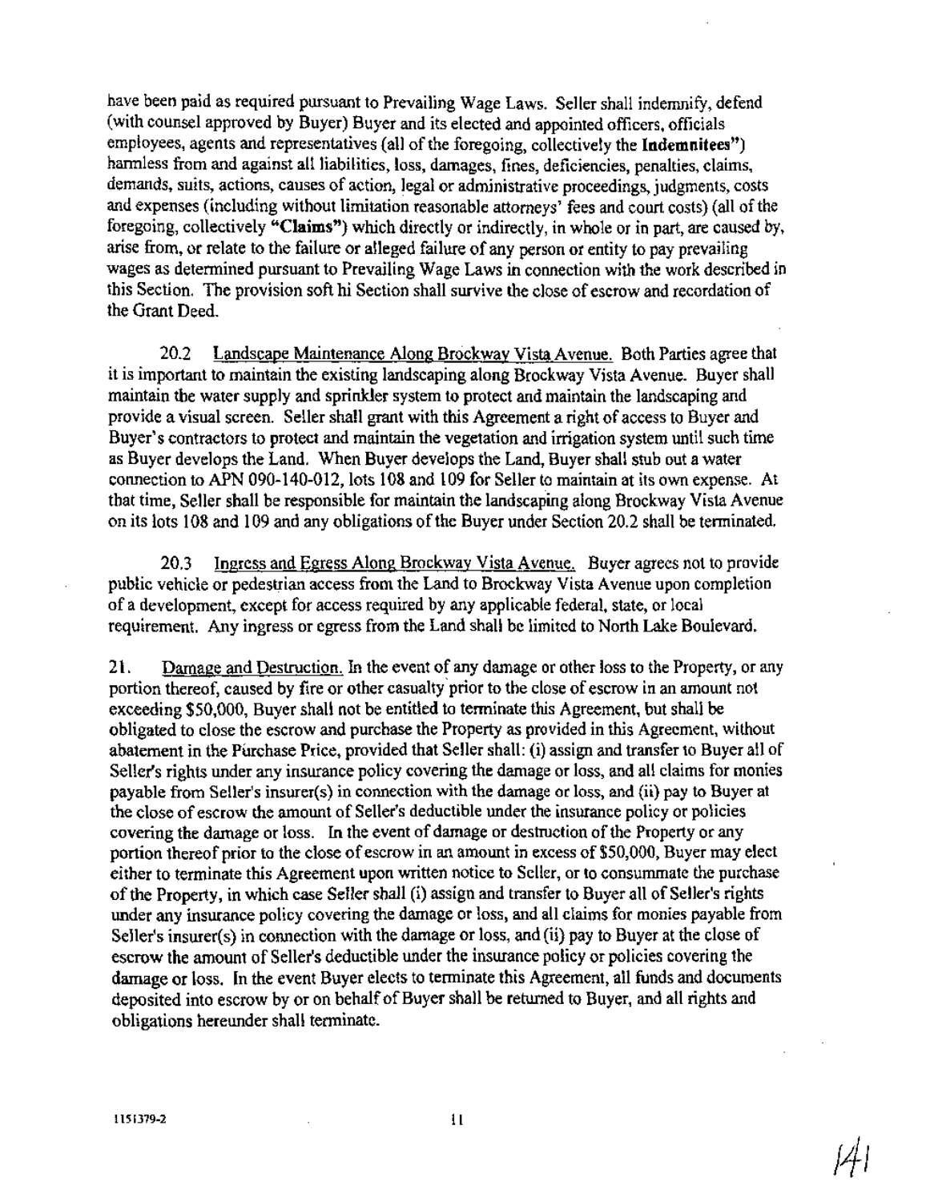have been paid as required pursuant to Prevailing Wage Laws. Seller shall indemnify, defend (with counsel approved by Buyer) Buyer and its elected and appointed officers, officials employees, agents and representatives (all of the foregoing, collectively the **Indemnitees**") harmless from and against all liabilities, loss, damages, fines, deficiencies, penalties, claims, demands, suits, actions, causes of action, legal or administrative proceedings, judgments, costs and expenses (including without limitation reasonable attorneys' fees and court costs) (all of the foregoing, collectively "**Claims**") which directly or indirectly, in whole or in part, are caused by, arise from, or relate to the failure or alleged failure of any person or entity to pay prevailing wages as determined pursuant to Prevailing Wage Laws in connection with the work described in this Section. The provision soft hi Section shall survive the close of escrow and recordation of the Grant Deed.

20.2 Landscape Maintenance Along Brockway Vista Avenue. Both Parties agree that it is important to maintain the existing landscaping along Brockway Vista Avenue. Buyer shall maintain the water supply and sprinkler system to protect and maintain the landscaping and provide a visual screen. Seller shall grant with this Agreement a right of access to Buyer and Buyer's contractors to protect and maintain the vegetation and irrigation system until such time as Buyer develops the Land. When Buyer develops the Land, Buyer shall stub out a water connection to APN 090-140-012, lots 108 and 109 for Seller to maintain at its own expense. At that time, Seller shall be responsible for maintain the landscaping along Brockway Vista Avenue on its lots 108 and 109 and any obligations of the Buyer under Section 20.2 shall be terminated.

20.3 Ingress and Egress Along Brockway Vista Avenue. Buyer agrees not to provide public vehicle or pedestrian access from the Land to Brockway Vista Avenue upon completion of a development, except for access required by any applicable federal, state, or local requirement. Any ingress or egress from the Land shall be limited to North Lake Boulevard.

21. Damage and Destruction. In the event of any damage or other loss to the Property, or any portion thereof, caused by fire or other casualty prior to the close of escrow in an amount not exceeding $50,000, Buyer shall not be entitled to terminate this Agreement, but shall be obligated to close the escrow and purchase the Property as provided in this Agreement, without abatement in the Purchase Price, provided that Seller shall: (i) assign and transfer to Buyer all of Seller's rights under any insurance policy covering the damage or loss, and all claims for monies payable from Seller's insurer(s) in connection with the damage or loss, and (ii) pay to Buyer at the close of escrow the amount of Seller's deductible under the insurance policy or policies covering the damage or loss. In the event of damage or destruction of the Property or any portion thereof prior to the close of escrow in an amount in excess of $50,000, Buyer may elect either to terminate this Agreement upon written notice to Seller, or to consummate the purchase of the Property, in which case Seller shall (i) assign and transfer to Buyer all of Seller's rights under any insurance policy covering the damage or loss, and all claims for monies payable from Seller's insurer(s) in connection with the damage or loss, and (ii) pay to Buyer at the close of escrow the amount of Seller's deductible under the insurance policy or policies covering the damage or loss. In the event Buyer elects to terminate this Agreement, all funds and documents deposited into escrow by or on behalf of Buyer shall be returned to Buyer, and all rights and obligations hereunder shall terminate.

1151379-2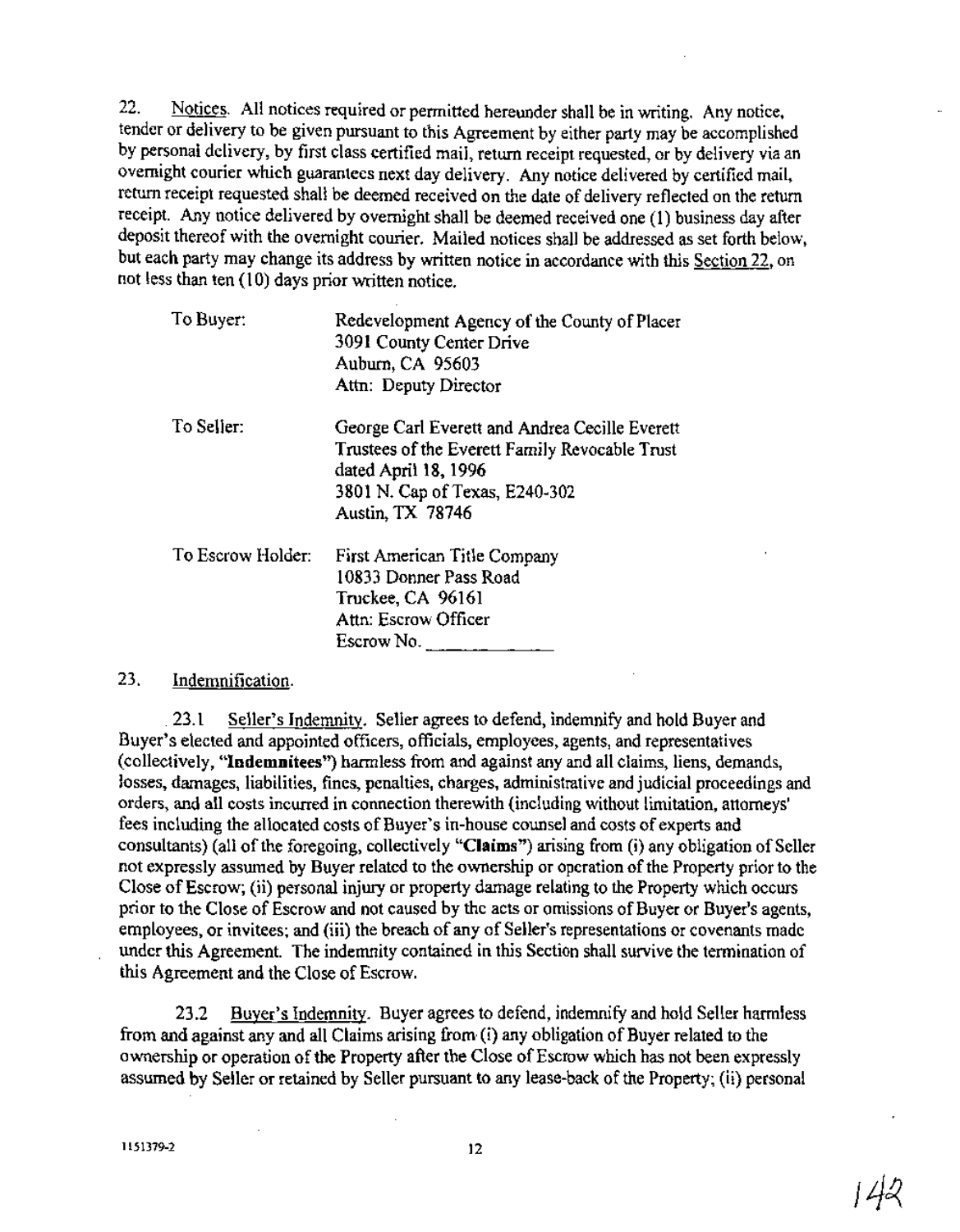22. Notices. All notices required or permitted hereunder shall be in writing. Any notice, tender or delivery to be given pursuant to this Agreement by either party may be accomplished by personal delivery, by first class certified mail, return receipt requested, or by delivery via an overnight courier which guarantees next day delivery. Any notice delivered by certified mail, return receipt requested shall be deemed received on the date of delivery reflected on the return receipt. Any notice delivered by overnight shall be deemed received one (1) business day after deposit thereof with the overnight courier. Mailed notices shall be addressed as set forth below, but each party may change its address by written notice in accordance with this Section 22, on not less than ten (10) days prior written notice.

| | |
|---|---|
| To Buyer: | Redevelopment Agency of the County of Placer<br>3091 County Center Drive<br>Auburn, CA 95603<br>Attn: Deputy Director |
| To Seller: | George Carl Everett and Andrea Cecille Everett<br>Trustees of the Everett Family Revocable Trust<br>dated April 18, 1996<br>3801 N. Cap of Texas, E240-302<br>Austin, TX 78746 |
| To Escrow Holder: | First American Title Company<br>10833 Donner Pass Road<br>Truckee, CA 96161<br>Attn: Escrow Officer<br>Escrow No. ____________ |

23. Indemnification.

23.1 Seller's Indemnity. Seller agrees to defend, indemnify and hold Buyer and Buyer's elected and appointed officers, officials, employees, agents, and representatives (collectively, "**Indemnitees**") harmless from and against any and all claims, liens, demands, losses, damages, liabilities, fines, penalties, charges, administrative and judicial proceedings and orders, and all costs incurred in connection therewith (including without limitation, attorneys' fees including the allocated costs of Buyer's in-house counsel and costs of experts and consultants) (all of the foregoing, collectively "**Claims**") arising from (i) any obligation of Seller not expressly assumed by Buyer related to the ownership or operation of the Property prior to the Close of Escrow; (ii) personal injury or property damage relating to the Property which occurs prior to the Close of Escrow and not caused by the acts or omissions of Buyer or Buyer's agents, employees, or invitees; and (iii) the breach of any of Seller's representations or covenants made under this Agreement. The indemnity contained in this Section shall survive the termination of this Agreement and the Close of Escrow.

23.2 Buyer's Indemnity. Buyer agrees to defend, indemnify and hold Seller harmless from and against any and all Claims arising from (i) any obligation of Buyer related to the ownership or operation of the Property after the Close of Escrow which has not been expressly assumed by Seller or retained by Seller pursuant to any lease-back of the Property; (ii) personal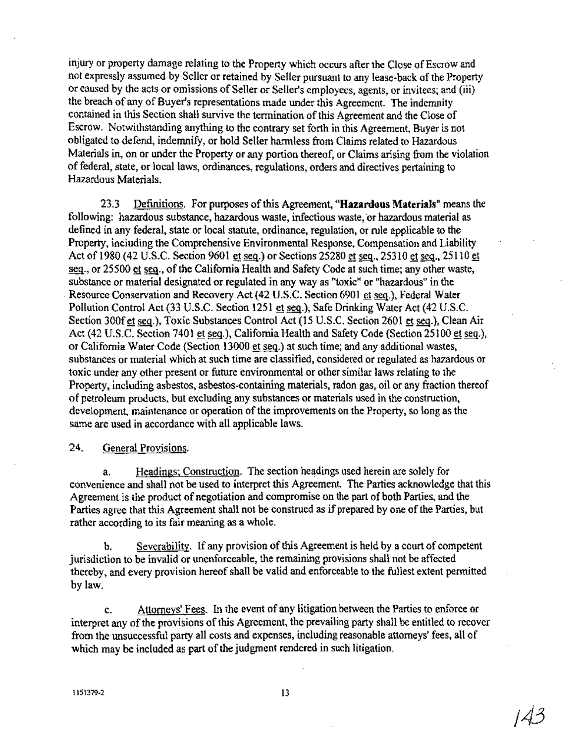injury or property damage relating to the Property which occurs after the Close of Escrow and not expressly assumed by Seller or retained by Seller pursuant to any lease-back of the Property or caused by the acts or omissions of Seller or Seller's employees, agents, or invitees; and (iii) the breach of any of Buyer's representations made under this Agreement. The indemnity contained in this Section shall survive the termination of this Agreement and the Close of Escrow. Notwithstanding anything to the contrary set forth in this Agreement, Buyer is not obligated to defend, indemnify, or hold Seller harmless from Claims related to Hazardous Materials in, on or under the Property or any portion thereof, or Claims arising from the violation of federal, state, or local laws, ordinances, regulations, orders and directives pertaining to Hazardous Materials.

23.3 Definitions. For purposes of this Agreement, **"Hazardous Materials"** means the following: hazardous substance, hazardous waste, infectious waste, or hazardous material as defined in any federal, state or local statute, ordinance, regulation, or rule applicable to the Property, including the Comprehensive Environmental Response, Compensation and Liability Act of 1980 (42 U.S.C. Section 9601 et seq.) or Sections 25280 et seq., 25310 et seq., 25110 et seq., or 25500 et seq., of the California Health and Safety Code at such time; any other waste, substance or material designated or regulated in any way as "toxic" or "hazardous" in the Resource Conservation and Recovery Act (42 U.S.C. Section 6901 et seq.), Federal Water Pollution Control Act (33 U.S.C. Section 1251 et seq.), Safe Drinking Water Act (42 U.S.C. Section 300f et seq.), Toxic Substances Control Act (15 U.S.C. Section 2601 et seq.), Clean Air Act (42 U.S.C. Section 7401 et seq.), California Health and Safety Code (Section 25100 et seq.), or California Water Code (Section 13000 et seq.) at such time; and any additional wastes, substances or material which at such time are classified, considered or regulated as hazardous or toxic under any other present or future environmental or other similar laws relating to the Property, including asbestos, asbestos-containing materials, radon gas, oil or any fraction thereof of petroleum products, but excluding any substances or materials used in the construction, development, maintenance or operation of the improvements on the Property, so long as the same are used in accordance with all applicable laws.

24. General Provisions.

a. Headings; Construction. The section headings used herein are solely for convenience and shall not be used to interpret this Agreement. The Parties acknowledge that this Agreement is the product of negotiation and compromise on the part of both Parties, and the Parties agree that this Agreement shall not be construed as if prepared by one of the Parties, but rather according to its fair meaning as a whole.

b. Severability. If any provision of this Agreement is held by a court of competent jurisdiction to be invalid or unenforceable, the remaining provisions shall not be affected thereby, and every provision hereof shall be valid and enforceable to the fullest extent permitted by law.

c. Attorneys' Fees. In the event of any litigation between the Parties to enforce or interpret any of the provisions of this Agreement, the prevailing party shall be entitled to recover from the unsuccessful party all costs and expenses, including reasonable attorneys' fees, all of which may be included as part of the judgment rendered in such litigation.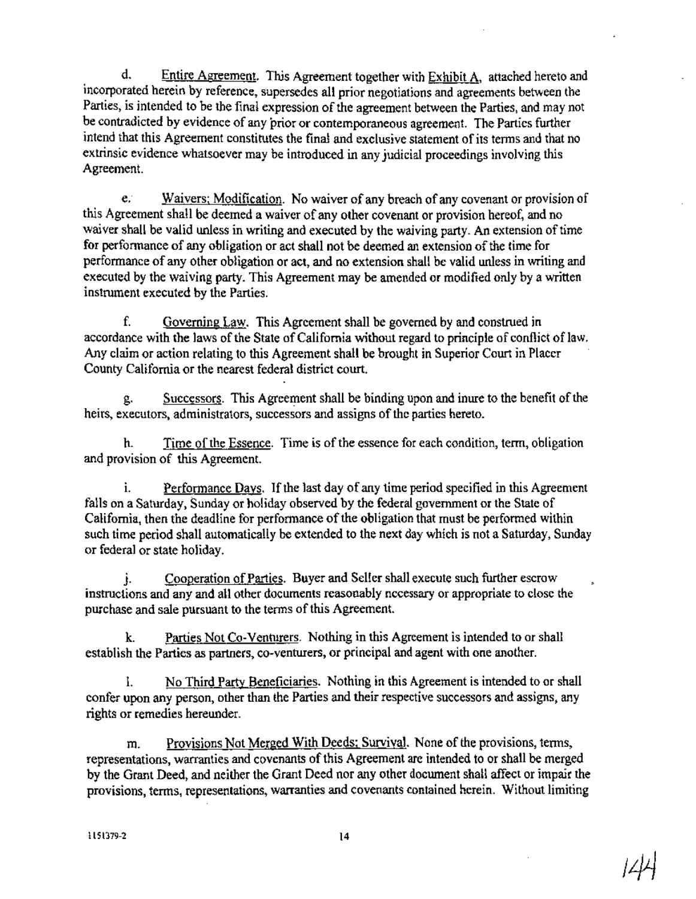d. <u>Entire Agreement</u>. This Agreement together with <u>Exhibit A</u>, attached hereto and incorporated herein by reference, supersedes all prior negotiations and agreements between the Parties, is intended to be the final expression of the agreement between the Parties, and may not be contradicted by evidence of any prior or contemporaneous agreement. The Parties further intend that this Agreement constitutes the final and exclusive statement of its terms and that no extrinsic evidence whatsoever may be introduced in any judicial proceedings involving this Agreement.

e. <u>Waivers; Modification</u>. No waiver of any breach of any covenant or provision of this Agreement shall be deemed a waiver of any other covenant or provision hereof, and no waiver shall be valid unless in writing and executed by the waiving party. An extension of time for performance of any obligation or act shall not be deemed an extension of the time for performance of any other obligation or act, and no extension shall be valid unless in writing and executed by the waiving party. This Agreement may be amended or modified only by a written instrument executed by the Parties.

f. <u>Governing Law</u>. This Agreement shall be governed by and construed in accordance with the laws of the State of California without regard to principle of conflict of law. Any claim or action relating to this Agreement shall be brought in Superior Court in Placer County California or the nearest federal district court.

g. <u>Successors</u>. This Agreement shall be binding upon and inure to the benefit of the heirs, executors, administrators, successors and assigns of the parties hereto.

h. <u>Time of the Essence</u>. Time is of the essence for each condition, term, obligation and provision of this Agreement.

i. <u>Performance Days</u>. If the last day of any time period specified in this Agreement falls on a Saturday, Sunday or holiday observed by the federal government or the State of California, then the deadline for performance of the obligation that must be performed within such time period shall automatically be extended to the next day which is not a Saturday, Sunday or federal or state holiday.

j. <u>Cooperation of Parties</u>. Buyer and Seller shall execute such further escrow instructions and any and all other documents reasonably necessary or appropriate to close the purchase and sale pursuant to the terms of this Agreement.

k. <u>Parties Not Co-Venturers</u>. Nothing in this Agreement is intended to or shall establish the Parties as partners, co-venturers, or principal and agent with one another.

l. <u>No Third Party Beneficiaries</u>. Nothing in this Agreement is intended to or shall confer upon any person, other than the Parties and their respective successors and assigns, any rights or remedies hereunder.

m. <u>Provisions Not Merged With Deeds; Survival</u>. None of the provisions, terms, representations, warranties and covenants of this Agreement are intended to or shall be merged by the Grant Deed, and neither the Grant Deed nor any other document shall affect or impair the provisions, terms, representations, warranties and covenants contained herein. Without limiting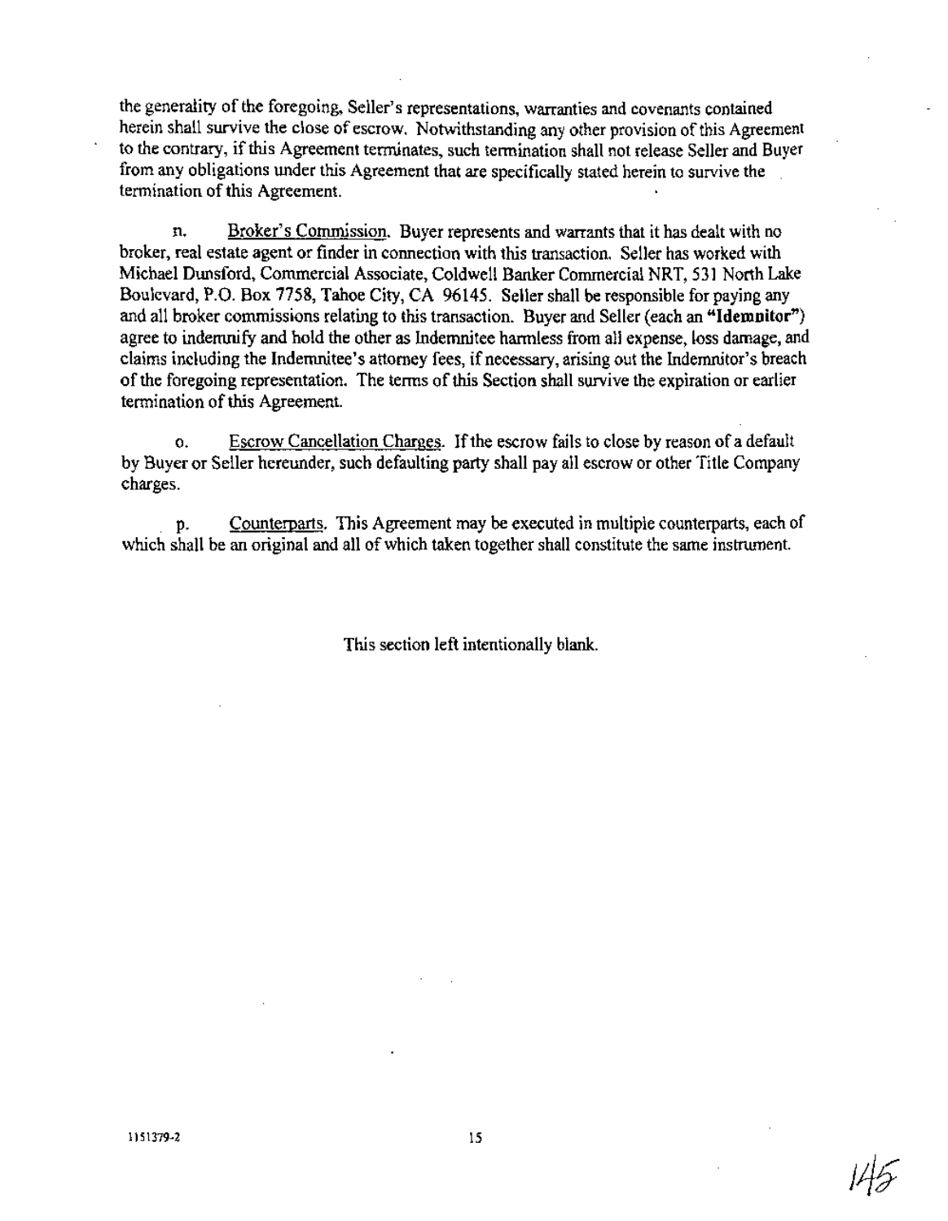the generality of the foregoing, Seller's representations, warranties and covenants contained herein shall survive the close of escrow. Notwithstanding any other provision of this Agreement to the contrary, if this Agreement terminates, such termination shall not release Seller and Buyer from any obligations under this Agreement that are specifically stated herein to survive the termination of this Agreement.

n. <u>Broker's Commission</u>. Buyer represents and warrants that it has dealt with no broker, real estate agent or finder in connection with this transaction. Seller has worked with Michael Dunsford, Commercial Associate, Coldwell Banker Commercial NRT, 531 North Lake Boulevard, P.O. Box 7758, Tahoe City, CA 96145. Seller shall be responsible for paying any and all broker commissions relating to this transaction. Buyer and Seller (each an **"Idemnitor"**) agree to indemnify and hold the other as Indemnitee harmless from all expense, loss damage, and claims including the Indemnitee's attorney fees, if necessary, arising out the Indemnitor's breach of the foregoing representation. The terms of this Section shall survive the expiration or earlier termination of this Agreement.

o. <u>Escrow Cancellation Charges</u>. If the escrow fails to close by reason of a default by Buyer or Seller hereunder, such defaulting party shall pay all escrow or other Title Company charges.

p. <u>Counterparts</u>. This Agreement may be executed in multiple counterparts, each of which shall be an original and all of which taken together shall constitute the same instrument.

This section left intentionally blank.

1151379-2

145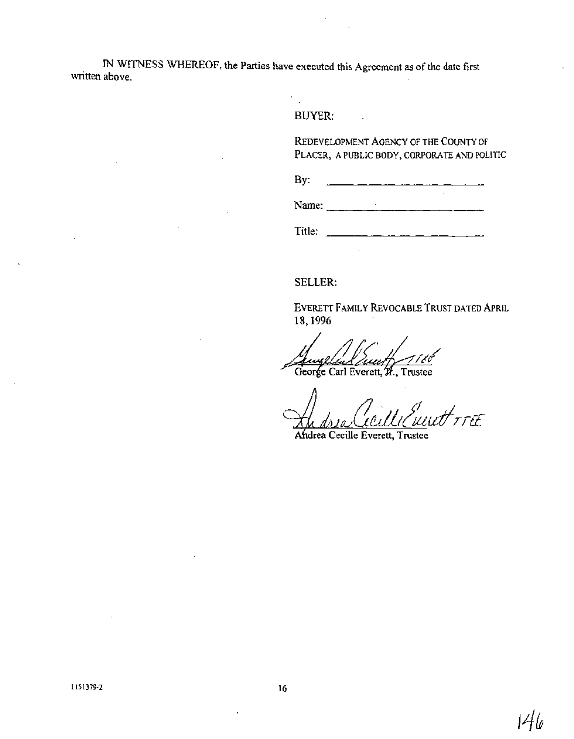IN WITNESS WHEREOF, the Parties have executed this Agreement as of the date first written above.

BUYER:

REDEVELOPMENT AGENCY OF THE COUNTY OF PLACER, A PUBLIC BODY, CORPORATE AND POLITIC

By: ______________________

Name: ______________________

Title: ______________________

SELLER:

EVERETT FAMILY REVOCABLE TRUST DATED APRIL 18, 1996

George Carl Everett, Jr., Trustee

Andrea Cecille Everett, Trustee

1151379-2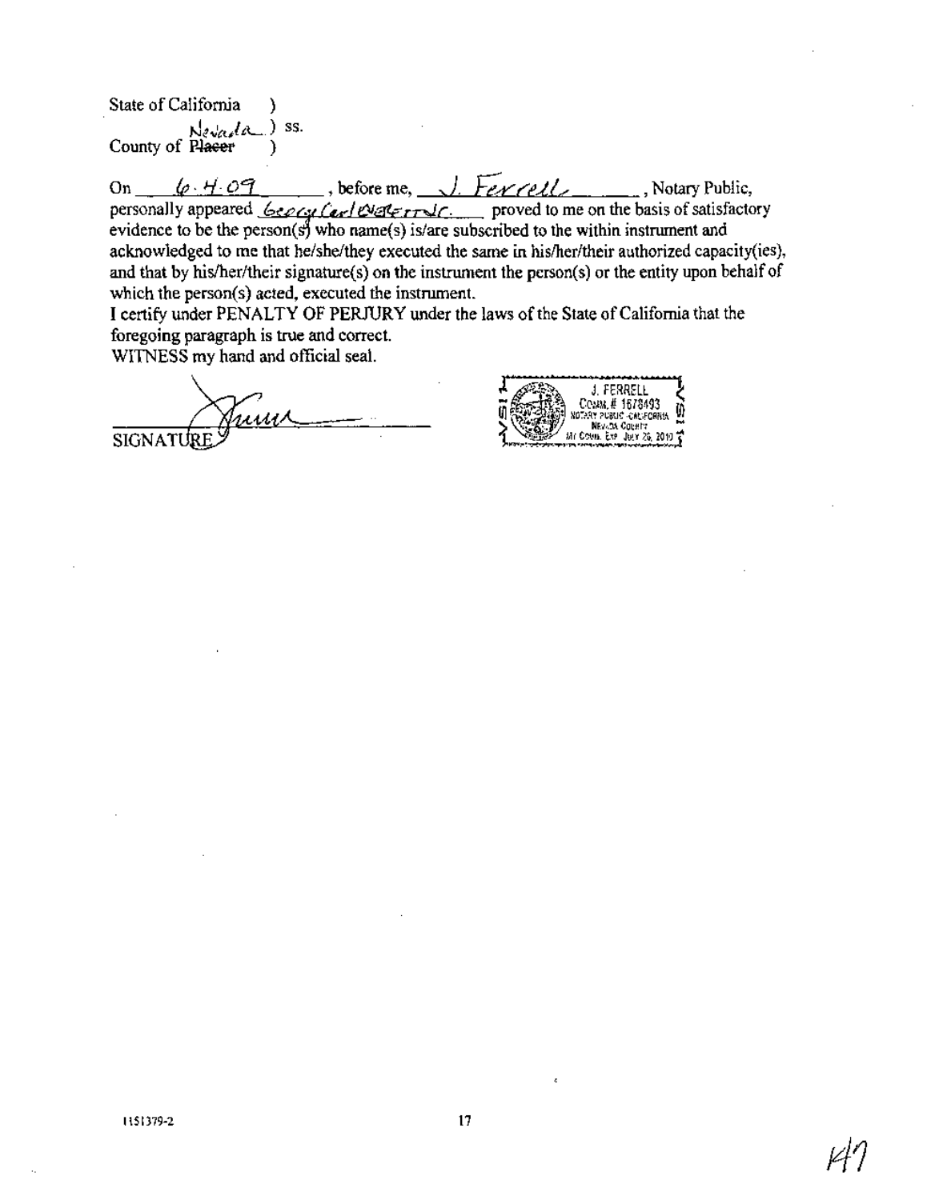State of California )

County of ~~Placer~~ Nevada ) ss.

)

On 6-4-09, before me, J. Ferrell, Notary Public, personally appeared George Carl Webster Jr. proved to me on the basis of satisfactory evidence to be the person(s) whose name(s) is/are subscribed to the within instrument and acknowledged to me that he/she/they executed the same in his/her/their authorized capacity(ies), and that by his/her/their signature(s) on the instrument the person(s) or the entity upon behalf of which the person(s) acted, executed the instrument.

I certify under PENALTY OF PERJURY under the laws of the State of California that the foregoing paragraph is true and correct.

WITNESS my hand and official seal.

SIGNATURE

J. FERRELL
COMM. # 1678493
NOTARY PUBLIC-CALIFORNIA
NEVADA COUNTY
My Comm. Exp. July 26, 2010

1151379-2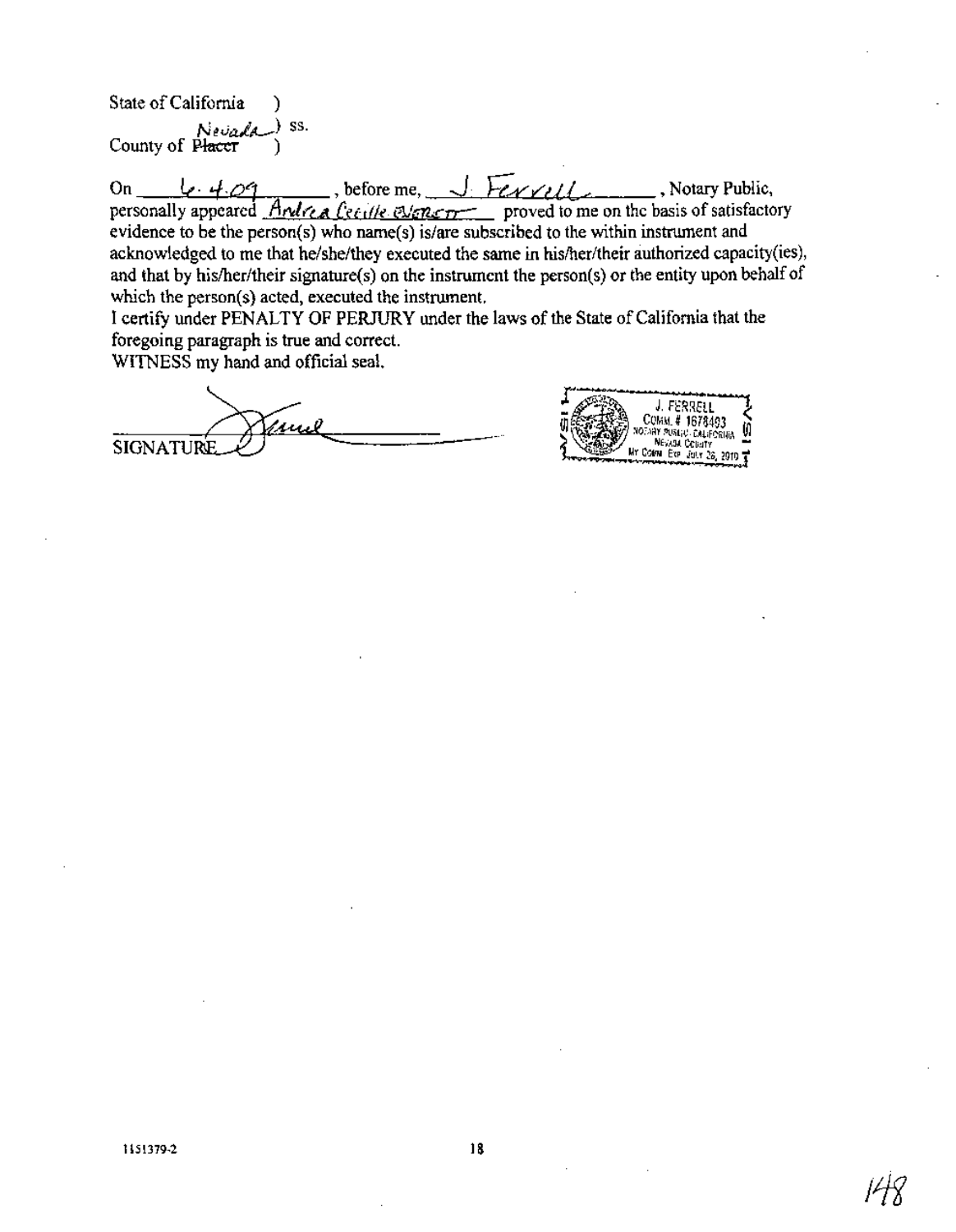State of California )

County of ~~Placer~~ *Nevada* ) ss.

On *6.4.09*, before me, *J. Ferrell*, Notary Public, personally appeared *Andrea Cecille Evenson* proved to me on the basis of satisfactory evidence to be the person(s) who name(s) is/are subscribed to the within instrument and acknowledged to me that he/she/they executed the same in his/her/their authorized capacity(ies), and that by his/her/their signature(s) on the instrument the person(s) or the entity upon behalf of which the person(s) acted, executed the instrument.

I certify under PENALTY OF PERJURY under the laws of the State of California that the foregoing paragraph is true and correct.

WITNESS my hand and official seal.

SIGNATURE *[signature]*

J. FERRELL
COMM. # 1678493
NOTARY PUBLIC CALIFORNIA
NEVADA COUNTY
MY COMM. EXP. JULY 26, 2010

1151379-2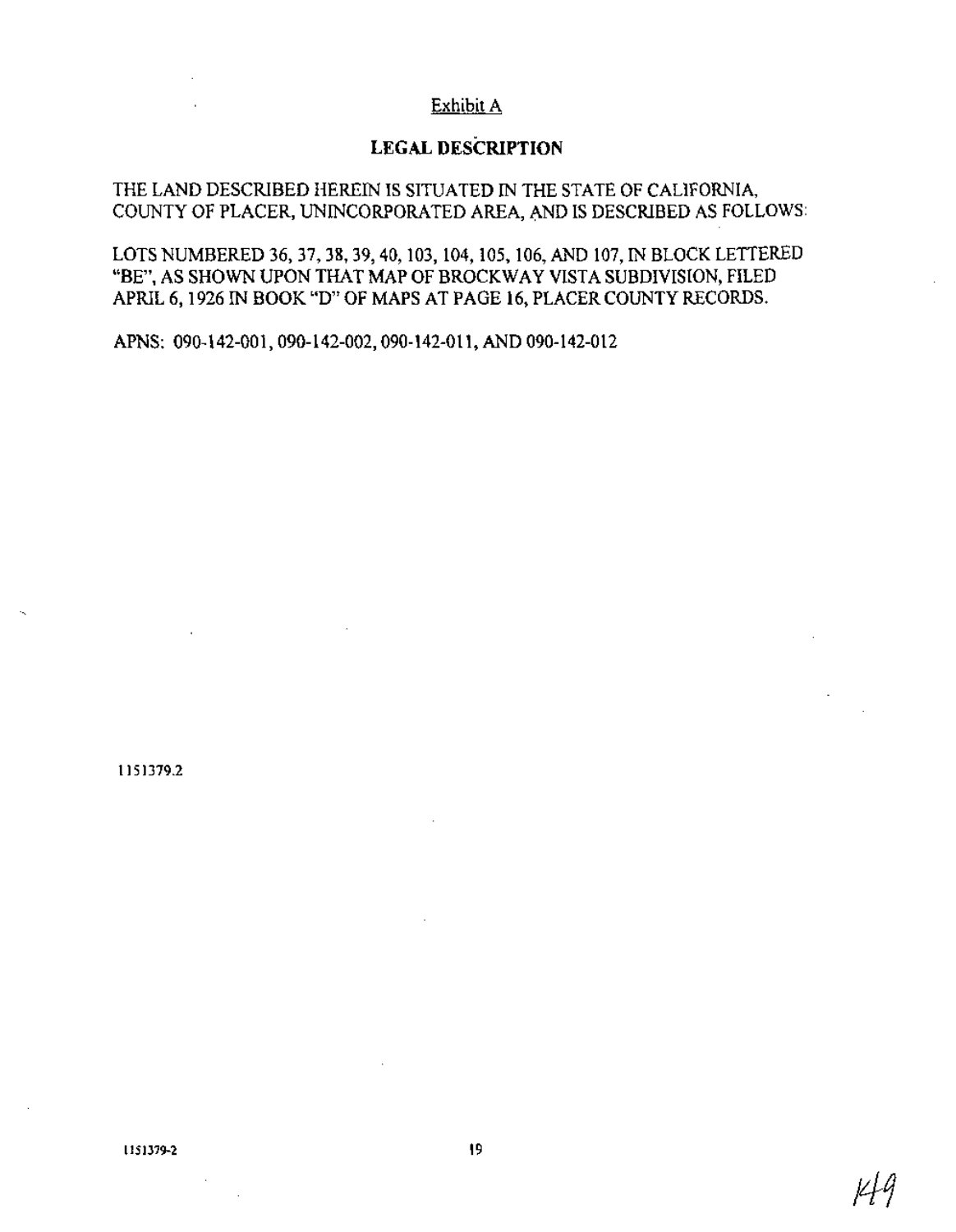Exhibit A

## LEGAL DESCRIPTION

THE LAND DESCRIBED HEREIN IS SITUATED IN THE STATE OF CALIFORNIA, COUNTY OF PLACER, UNINCORPORATED AREA, AND IS DESCRIBED AS FOLLOWS:

LOTS NUMBERED 36, 37, 38, 39, 40, 103, 104, 105, 106, AND 107, IN BLOCK LETTERED "BE", AS SHOWN UPON THAT MAP OF BROCKWAY VISTA SUBDIVISION, FILED APRIL 6, 1926 IN BOOK "D" OF MAPS AT PAGE 16, PLACER COUNTY RECORDS.

APNS: 090-142-001, 090-142-002, 090-142-011, AND 090-142-012

1151379.2

1151379-2

K49